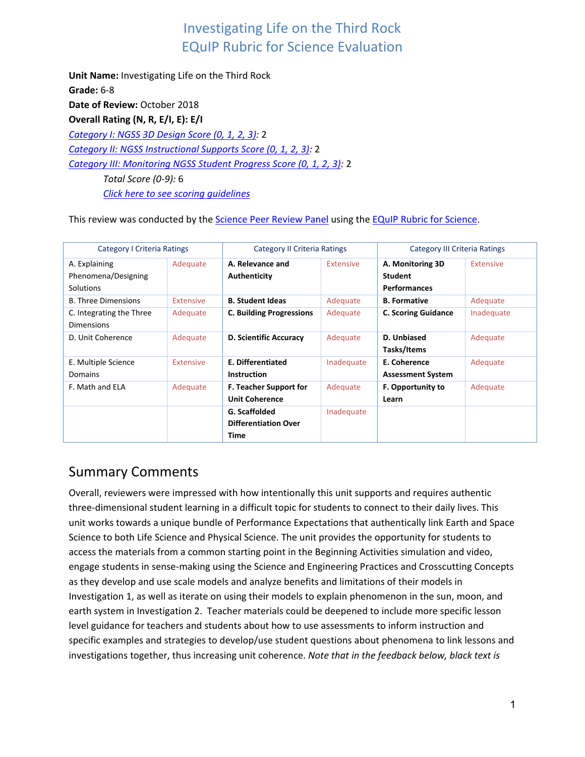# Investigating Life on the Third Rock
# EQuIP Rubric for Science Evaluation

**Unit Name:** Investigating Life on the Third Rock
**Grade:** 6-8
**Date of Review:** October 2018
**Overall Rating (N, R, E/I, E): E/I**
*Category I: NGSS 3D Design Score (0, 1, 2, 3)*: 2
*Category II: NGSS Instructional Supports Score (0, 1, 2, 3)*: 2
*Category III: Monitoring NGSS Student Progress Score (0, 1, 2, 3)*: 2

*Total Score (0-9):* 6

*Click here to see scoring guidelines*

This review was conducted by the Science Peer Review Panel using the EQuIP Rubric for Science.

| Category I Criteria Ratings | | Category II Criteria Ratings | | Category III Criteria Ratings | |
|---|---|---|---|---|---|
| A. Explaining Phenomena/Designing Solutions | Adequate | **A. Relevance and Authenticity** | Extensive | **A. Monitoring 3D Student Performances** | Extensive |
| B. Three Dimensions | Extensive | **B. Student Ideas** | Adequate | **B. Formative** | Adequate |
| C. Integrating the Three Dimensions | Adequate | **C. Building Progressions** | Adequate | **C. Scoring Guidance** | Inadequate |
| D. Unit Coherence | Adequate | **D. Scientific Accuracy** | Adequate | **D. Unbiased Tasks/Items** | Adequate |
| E. Multiple Science Domains | Extensive | **E. Differentiated Instruction** | Inadequate | **E. Coherence Assessment System** | Adequate |
| F. Math and ELA | Adequate | **F. Teacher Support for Unit Coherence** | Adequate | **F. Opportunity to Learn** | Adequate |
| | | **G. Scaffolded Differentiation Over Time** | Inadequate | | |

## Summary Comments

Overall, reviewers were impressed with how intentionally this unit supports and requires authentic three-dimensional student learning in a difficult topic for students to connect to their daily lives. This unit works towards a unique bundle of Performance Expectations that authentically link Earth and Space Science to both Life Science and Physical Science. The unit provides the opportunity for students to access the materials from a common starting point in the Beginning Activities simulation and video, engage students in sense-making using the Science and Engineering Practices and Crosscutting Concepts as they develop and use scale models and analyze benefits and limitations of their models in Investigation 1, as well as iterate on using their models to explain phenomenon in the sun, moon, and earth system in Investigation 2. Teacher materials could be deepened to include more specific lesson level guidance for teachers and students about how to use assessments to inform instruction and specific examples and strategies to develop/use student questions about phenomena to link lessons and investigations together, thus increasing unit coherence. *Note that in the feedback below, black text is*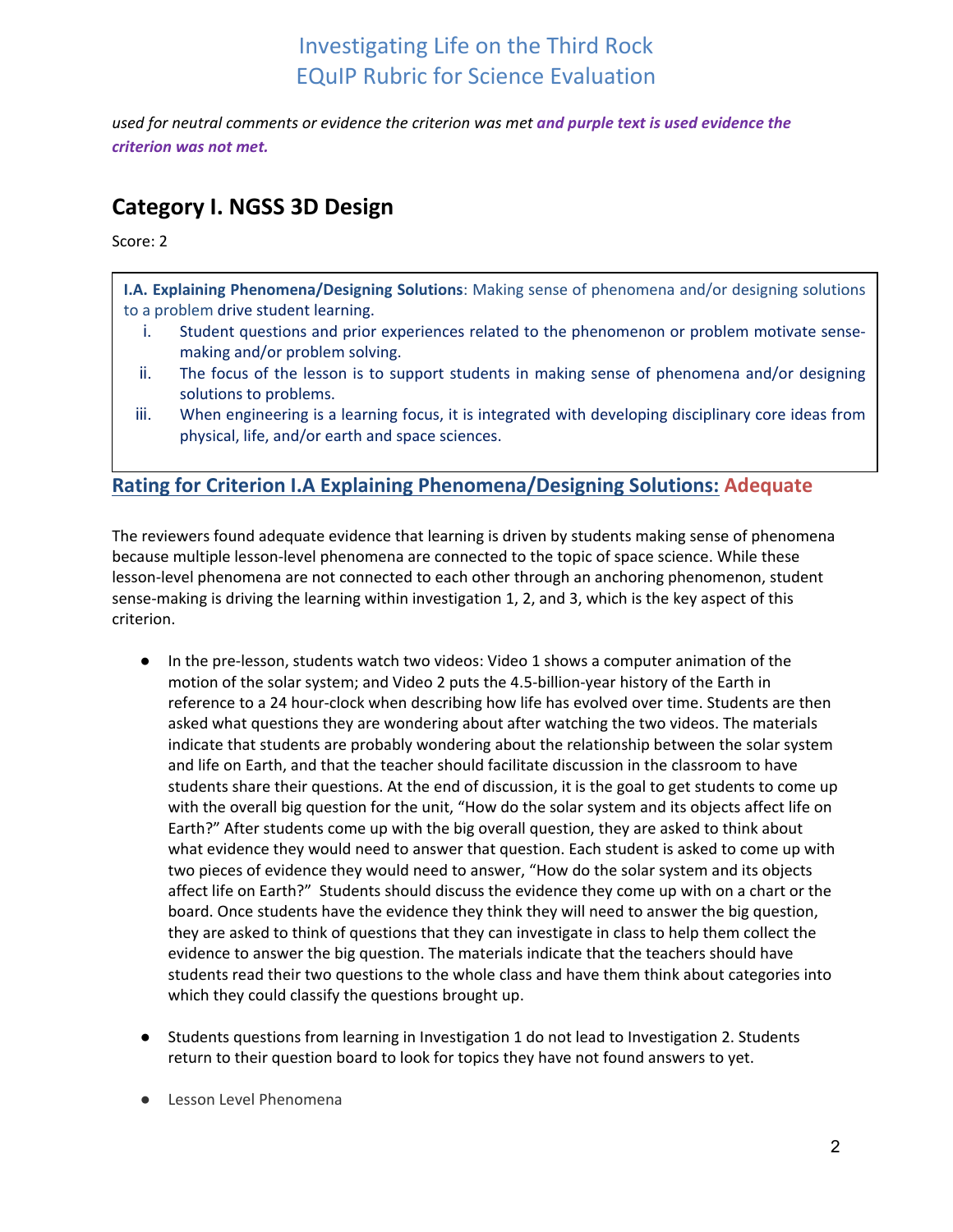*used for neutral comments or evidence the criterion was met* ***and purple text is used evidence the criterion was not met.***

## Category I. NGSS 3D Design

Score: 2

**I.A. Explaining Phenomena/Designing Solutions**: Making sense of phenomena and/or designing solutions to a problem drive student learning.

i. Student questions and prior experiences related to the phenomenon or problem motivate sense-making and/or problem solving.

ii. The focus of the lesson is to support students in making sense of phenomena and/or designing solutions to problems.

iii. When engineering is a learning focus, it is integrated with developing disciplinary core ideas from physical, life, and/or earth and space sciences.

### Rating for Criterion I.A Explaining Phenomena/Designing Solutions: Adequate

The reviewers found adequate evidence that learning is driven by students making sense of phenomena because multiple lesson-level phenomena are connected to the topic of space science. While these lesson-level phenomena are not connected to each other through an anchoring phenomenon, student sense-making is driving the learning within investigation 1, 2, and 3, which is the key aspect of this criterion.

- In the pre-lesson, students watch two videos: Video 1 shows a computer animation of the motion of the solar system; and Video 2 puts the 4.5-billion-year history of the Earth in reference to a 24 hour-clock when describing how life has evolved over time. Students are then asked what questions they are wondering about after watching the two videos. The materials indicate that students are probably wondering about the relationship between the solar system and life on Earth, and that the teacher should facilitate discussion in the classroom to have students share their questions. At the end of discussion, it is the goal to get students to come up with the overall big question for the unit, "How do the solar system and its objects affect life on Earth?" After students come up with the big overall question, they are asked to think about what evidence they would need to answer that question. Each student is asked to come up with two pieces of evidence they would need to answer, "How do the solar system and its objects affect life on Earth?" Students should discuss the evidence they come up with on a chart or the board. Once students have the evidence they think they will need to answer the big question, they are asked to think of questions that they can investigate in class to help them collect the evidence to answer the big question. The materials indicate that the teachers should have students read their two questions to the whole class and have them think about categories into which they could classify the questions brought up.

- Students questions from learning in Investigation 1 do not lead to Investigation 2. Students return to their question board to look for topics they have not found answers to yet.

- Lesson Level Phenomena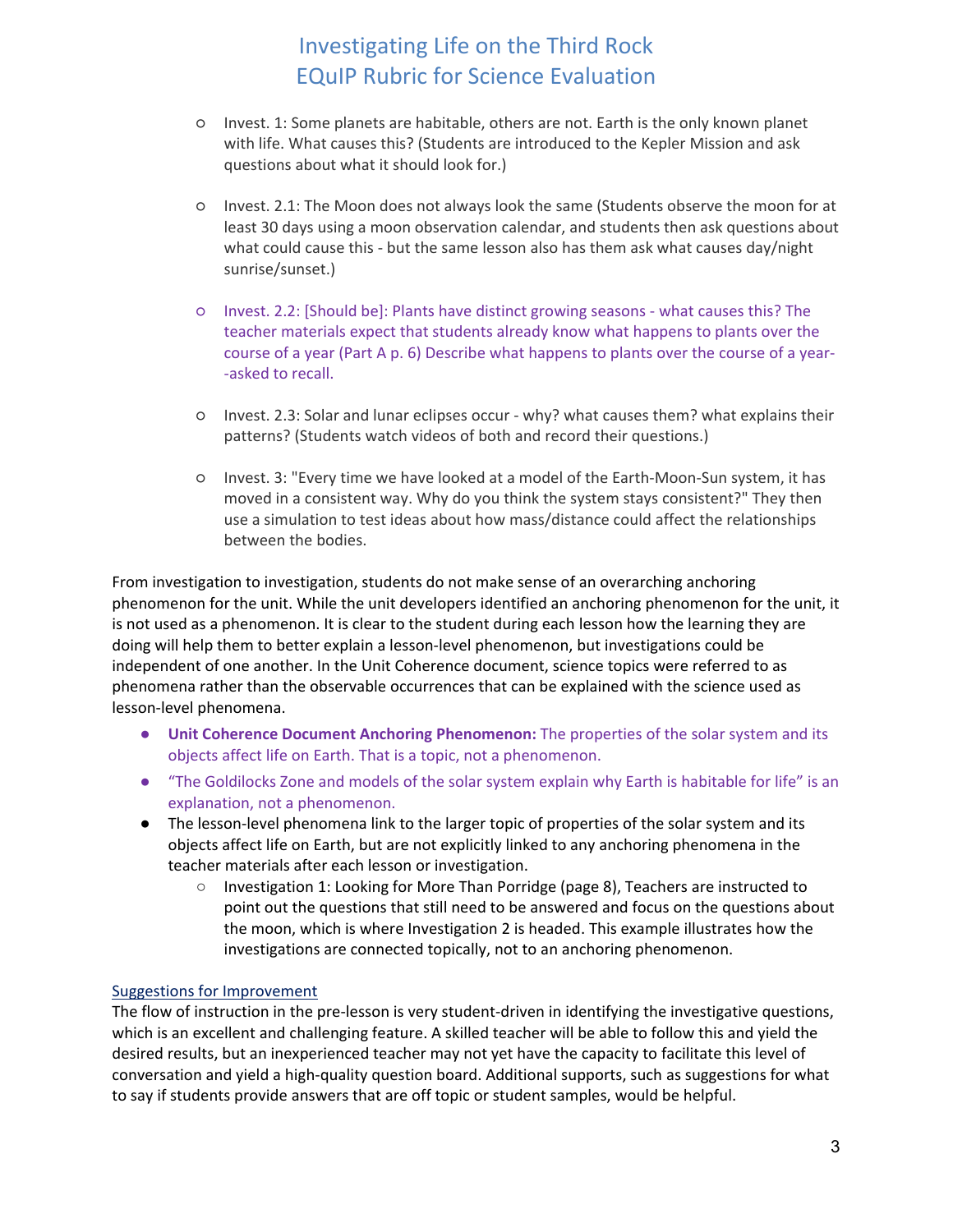- Invest. 1: Some planets are habitable, others are not. Earth is the only known planet with life. What causes this? (Students are introduced to the Kepler Mission and ask questions about what it should look for.)
- Invest. 2.1: The Moon does not always look the same (Students observe the moon for at least 30 days using a moon observation calendar, and students then ask questions about what could cause this - but the same lesson also has them ask what causes day/night sunrise/sunset.)
- Invest. 2.2: [Should be]: Plants have distinct growing seasons - what causes this? The teacher materials expect that students already know what happens to plants over the course of a year (Part A p. 6) Describe what happens to plants over the course of a year--asked to recall.
- Invest. 2.3: Solar and lunar eclipses occur - why? what causes them? what explains their patterns? (Students watch videos of both and record their questions.)
- Invest. 3: "Every time we have looked at a model of the Earth-Moon-Sun system, it has moved in a consistent way. Why do you think the system stays consistent?" They then use a simulation to test ideas about how mass/distance could affect the relationships between the bodies.

From investigation to investigation, students do not make sense of an overarching anchoring phenomenon for the unit. While the unit developers identified an anchoring phenomenon for the unit, it is not used as a phenomenon. It is clear to the student during each lesson how the learning they are doing will help them to better explain a lesson-level phenomenon, but investigations could be independent of one another. In the Unit Coherence document, science topics were referred to as phenomena rather than the observable occurrences that can be explained with the science used as lesson-level phenomena.

- **Unit Coherence Document Anchoring Phenomenon:** The properties of the solar system and its objects affect life on Earth. That is a topic, not a phenomenon.
- "The Goldilocks Zone and models of the solar system explain why Earth is habitable for life" is an explanation, not a phenomenon.
- The lesson-level phenomena link to the larger topic of properties of the solar system and its objects affect life on Earth, but are not explicitly linked to any anchoring phenomena in the teacher materials after each lesson or investigation.
  - Investigation 1: Looking for More Than Porridge (page 8), Teachers are instructed to point out the questions that still need to be answered and focus on the questions about the moon, which is where Investigation 2 is headed. This example illustrates how the investigations are connected topically, not to an anchoring phenomenon.

Suggestions for Improvement

The flow of instruction in the pre-lesson is very student-driven in identifying the investigative questions, which is an excellent and challenging feature. A skilled teacher will be able to follow this and yield the desired results, but an inexperienced teacher may not yet have the capacity to facilitate this level of conversation and yield a high-quality question board. Additional supports, such as suggestions for what to say if students provide answers that are off topic or student samples, would be helpful.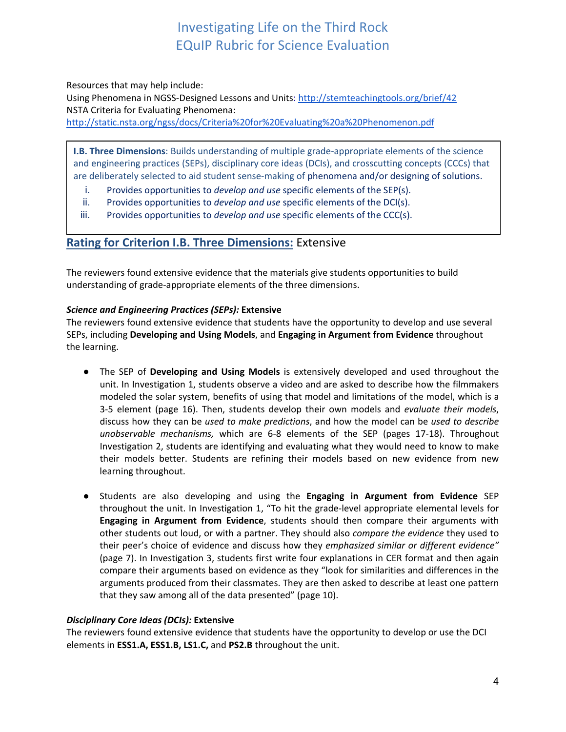Resources that may help include:
Using Phenomena in NGSS-Designed Lessons and Units: http://stemteachingtools.org/brief/42
NSTA Criteria for Evaluating Phenomena:
http://static.nsta.org/ngss/docs/Criteria%20for%20Evaluating%20a%20Phenomenon.pdf

> **I.B. Three Dimensions**: Builds understanding of multiple grade-appropriate elements of the science and engineering practices (SEPs), disciplinary core ideas (DCIs), and crosscutting concepts (CCCs) that are deliberately selected to aid student sense-making of phenomena and/or designing of solutions.
>
> i. Provides opportunities to *develop and use* specific elements of the SEP(s).
> ii. Provides opportunities to *develop and use* specific elements of the DCI(s).
> iii. Provides opportunities to *develop and use* specific elements of the CCC(s).

## Rating for Criterion I.B. Three Dimensions: Extensive

The reviewers found extensive evidence that the materials give students opportunities to build understanding of grade-appropriate elements of the three dimensions.

***Science and Engineering Practices (SEPs):*** **Extensive**
The reviewers found extensive evidence that students have the opportunity to develop and use several SEPs, including **Developing and Using Models**, and **Engaging in Argument from Evidence** throughout the learning.

- The SEP of **Developing and Using Models** is extensively developed and used throughout the unit. In Investigation 1, students observe a video and are asked to describe how the filmmakers modeled the solar system, benefits of using that model and limitations of the model, which is a 3-5 element (page 16). Then, students develop their own models and *evaluate their models*, discuss how they can be *used to make predictions*, and how the model can be *used to describe unobservable mechanisms,* which are 6-8 elements of the SEP (pages 17-18). Throughout Investigation 2, students are identifying and evaluating what they would need to know to make their models better. Students are refining their models based on new evidence from new learning throughout.

- Students are also developing and using the **Engaging in Argument from Evidence** SEP throughout the unit. In Investigation 1, "To hit the grade-level appropriate elemental levels for **Engaging in Argument from Evidence**, students should then compare their arguments with other students out loud, or with a partner. They should also *compare the evidence* they used to their peer's choice of evidence and discuss how they *emphasized similar or different evidence"* (page 7). In Investigation 3, students first write four explanations in CER format and then again compare their arguments based on evidence as they "look for similarities and differences in the arguments produced from their classmates. They are then asked to describe at least one pattern that they saw among all of the data presented" (page 10).

***Disciplinary Core Ideas (DCIs):*** **Extensive**
The reviewers found extensive evidence that students have the opportunity to develop or use the DCI elements in **ESS1.A, ESS1.B, LS1.C,** and **PS2.B** throughout the unit.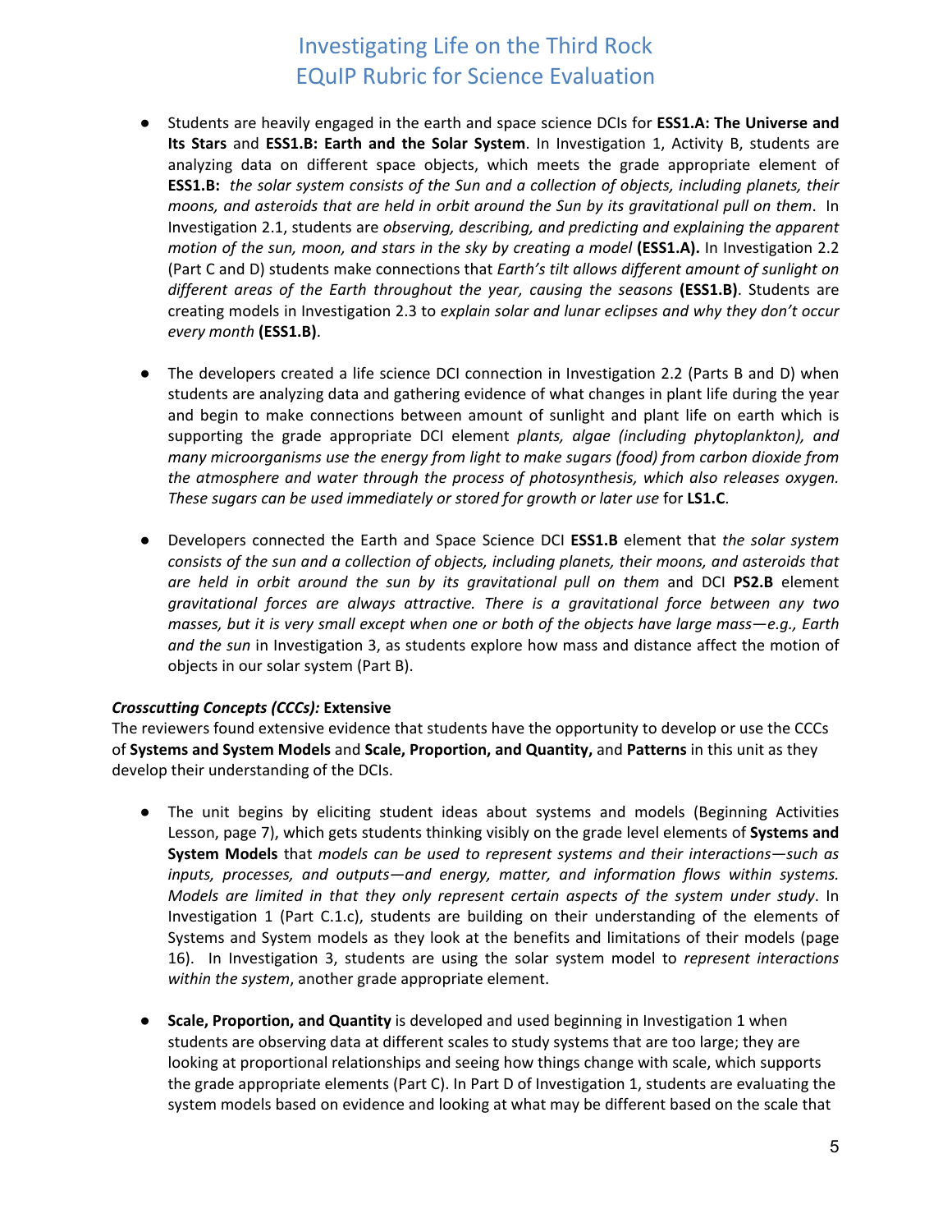- Students are heavily engaged in the earth and space science DCIs for **ESS1.A: The Universe and Its Stars** and **ESS1.B: Earth and the Solar System**. In Investigation 1, Activity B, students are analyzing data on different space objects, which meets the grade appropriate element of **ESS1.B:** *the solar system consists of the Sun and a collection of objects, including planets, their moons, and asteroids that are held in orbit around the Sun by its gravitational pull on them*. In Investigation 2.1, students are *observing, describing, and predicting and explaining the apparent motion of the sun, moon, and stars in the sky by creating a model* **(ESS1.A).** In Investigation 2.2 (Part C and D) students make connections that *Earth's tilt allows different amount of sunlight on different areas of the Earth throughout the year, causing the seasons* **(ESS1.B)**. Students are creating models in Investigation 2.3 to *explain solar and lunar eclipses and why they don't occur every month* **(ESS1.B)**.

- The developers created a life science DCI connection in Investigation 2.2 (Parts B and D) when students are analyzing data and gathering evidence of what changes in plant life during the year and begin to make connections between amount of sunlight and plant life on earth which is supporting the grade appropriate DCI element *plants, algae (including phytoplankton), and many microorganisms use the energy from light to make sugars (food) from carbon dioxide from the atmosphere and water through the process of photosynthesis, which also releases oxygen. These sugars can be used immediately or stored for growth or later use* for **LS1.C**.

- Developers connected the Earth and Space Science DCI **ESS1.B** element that *the solar system consists of the sun and a collection of objects, including planets, their moons, and asteroids that are held in orbit around the sun by its gravitational pull on them* and DCI **PS2.B** element *gravitational forces are always attractive. There is a gravitational force between any two masses, but it is very small except when one or both of the objects have large mass—e.g., Earth and the sun* in Investigation 3, as students explore how mass and distance affect the motion of objects in our solar system (Part B).

***Crosscutting Concepts (CCCs):*** **Extensive**

The reviewers found extensive evidence that students have the opportunity to develop or use the CCCs of **Systems and System Models** and **Scale, Proportion, and Quantity,** and **Patterns** in this unit as they develop their understanding of the DCIs.

- The unit begins by eliciting student ideas about systems and models (Beginning Activities Lesson, page 7), which gets students thinking visibly on the grade level elements of **Systems and System Models** that *models can be used to represent systems and their interactions—such as inputs, processes, and outputs—and energy, matter, and information flows within systems. Models are limited in that they only represent certain aspects of the system under study*. In Investigation 1 (Part C.1.c), students are building on their understanding of the elements of Systems and System models as they look at the benefits and limitations of their models (page 16). In Investigation 3, students are using the solar system model to *represent interactions within the system*, another grade appropriate element.

- **Scale, Proportion, and Quantity** is developed and used beginning in Investigation 1 when students are observing data at different scales to study systems that are too large; they are looking at proportional relationships and seeing how things change with scale, which supports the grade appropriate elements (Part C). In Part D of Investigation 1, students are evaluating the system models based on evidence and looking at what may be different based on the scale that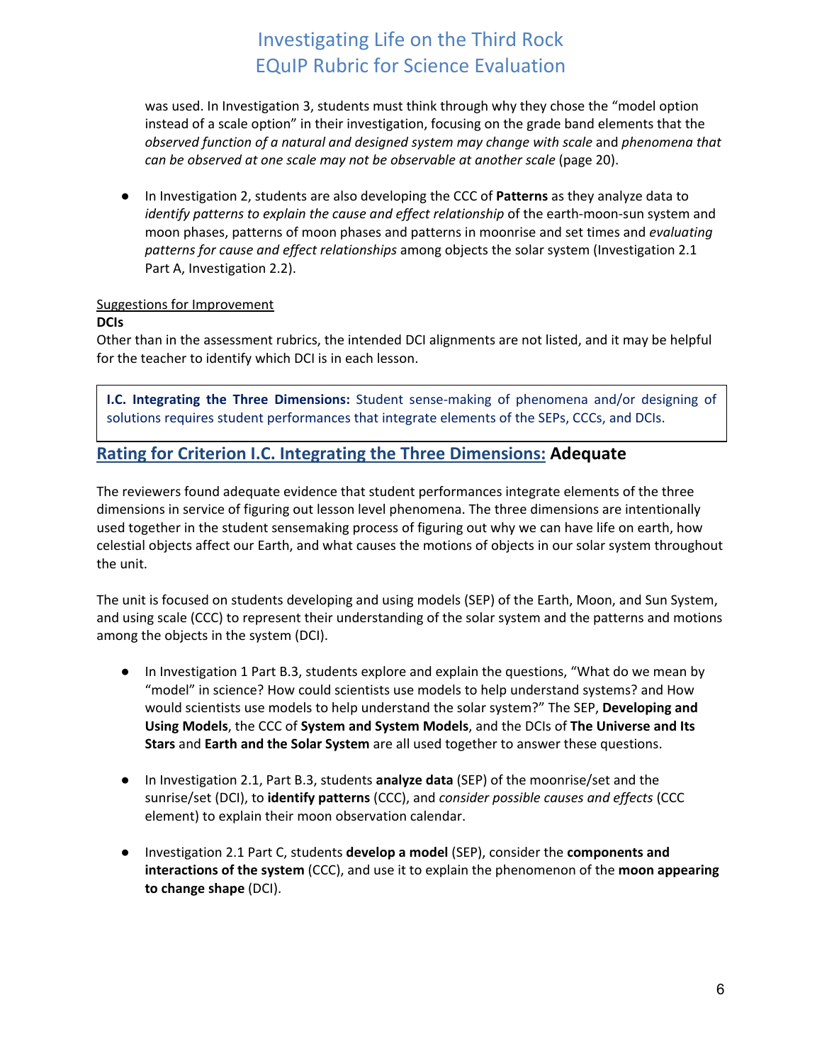was used. In Investigation 3, students must think through why they chose the "model option instead of a scale option" in their investigation, focusing on the grade band elements that the *observed function of a natural and designed system may change with scale* and *phenomena that can be observed at one scale may not be observable at another scale* (page 20).

- In Investigation 2, students are also developing the CCC of **Patterns** as they analyze data to *identify patterns to explain the cause and effect relationship* of the earth-moon-sun system and moon phases, patterns of moon phases and patterns in moonrise and set times and *evaluating patterns for cause and effect relationships* among objects the solar system (Investigation 2.1 Part A, Investigation 2.2).

Suggestions for Improvement

**DCIs**

Other than in the assessment rubrics, the intended DCI alignments are not listed, and it may be helpful for the teacher to identify which DCI is in each lesson.

> **I.C. Integrating the Three Dimensions:** Student sense-making of phenomena and/or designing of solutions requires student performances that integrate elements of the SEPs, CCCs, and DCIs.

## Rating for Criterion I.C. Integrating the Three Dimensions: Adequate

The reviewers found adequate evidence that student performances integrate elements of the three dimensions in service of figuring out lesson level phenomena. The three dimensions are intentionally used together in the student sensemaking process of figuring out why we can have life on earth, how celestial objects affect our Earth, and what causes the motions of objects in our solar system throughout the unit.

The unit is focused on students developing and using models (SEP) of the Earth, Moon, and Sun System, and using scale (CCC) to represent their understanding of the solar system and the patterns and motions among the objects in the system (DCI).

- In Investigation 1 Part B.3, students explore and explain the questions, "What do we mean by "model" in science? How could scientists use models to help understand systems? and How would scientists use models to help understand the solar system?" The SEP, **Developing and Using Models**, the CCC of **System and System Models**, and the DCIs of **The Universe and Its Stars** and **Earth and the Solar System** are all used together to answer these questions.

- In Investigation 2.1, Part B.3, students **analyze data** (SEP) of the moonrise/set and the sunrise/set (DCI), to **identify patterns** (CCC), and *consider possible causes and effects* (CCC element) to explain their moon observation calendar.

- Investigation 2.1 Part C, students **develop a model** (SEP), consider the **components and interactions of the system** (CCC), and use it to explain the phenomenon of the **moon appearing to change shape** (DCI).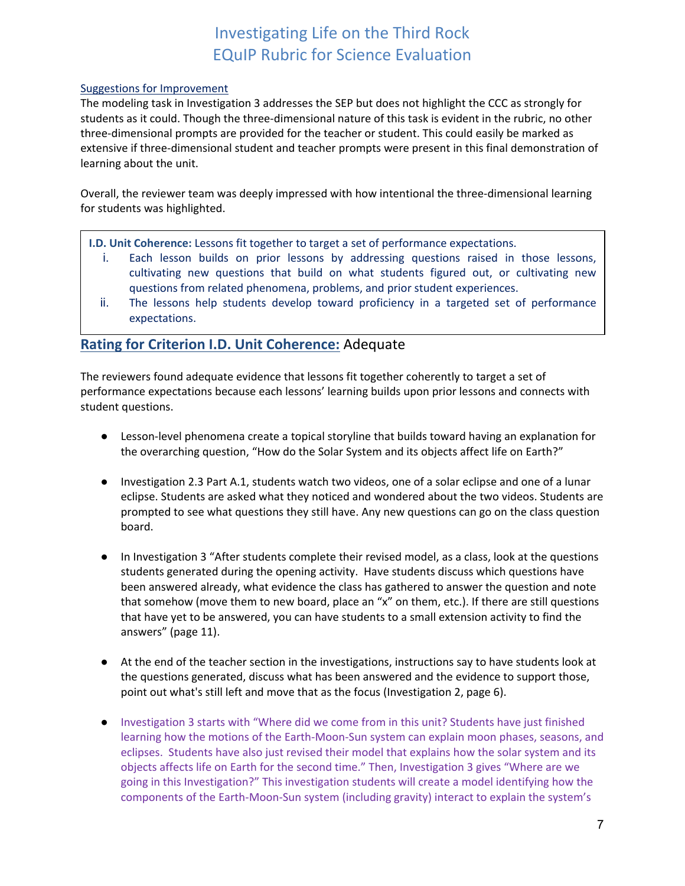Suggestions for Improvement

The modeling task in Investigation 3 addresses the SEP but does not highlight the CCC as strongly for students as it could. Though the three-dimensional nature of this task is evident in the rubric, no other three-dimensional prompts are provided for the teacher or student. This could easily be marked as extensive if three-dimensional student and teacher prompts were present in this final demonstration of learning about the unit.

Overall, the reviewer team was deeply impressed with how intentional the three-dimensional learning for students was highlighted.

> **I.D. Unit Coherence:** Lessons fit together to target a set of performance expectations.
>
> i. Each lesson builds on prior lessons by addressing questions raised in those lessons, cultivating new questions that build on what students figured out, or cultivating new questions from related phenomena, problems, and prior student experiences.
>
> ii. The lessons help students develop toward proficiency in a targeted set of performance expectations.

## Rating for Criterion I.D. Unit Coherence: Adequate

The reviewers found adequate evidence that lessons fit together coherently to target a set of performance expectations because each lessons' learning builds upon prior lessons and connects with student questions.

- Lesson-level phenomena create a topical storyline that builds toward having an explanation for the overarching question, "How do the Solar System and its objects affect life on Earth?"
- Investigation 2.3 Part A.1, students watch two videos, one of a solar eclipse and one of a lunar eclipse. Students are asked what they noticed and wondered about the two videos. Students are prompted to see what questions they still have. Any new questions can go on the class question board.
- In Investigation 3 "After students complete their revised model, as a class, look at the questions students generated during the opening activity. Have students discuss which questions have been answered already, what evidence the class has gathered to answer the question and note that somehow (move them to new board, place an "x" on them, etc.). If there are still questions that have yet to be answered, you can have students to a small extension activity to find the answers" (page 11).
- At the end of the teacher section in the investigations, instructions say to have students look at the questions generated, discuss what has been answered and the evidence to support those, point out what's still left and move that as the focus (Investigation 2, page 6).
- Investigation 3 starts with "Where did we come from in this unit? Students have just finished learning how the motions of the Earth-Moon-Sun system can explain moon phases, seasons, and eclipses. Students have also just revised their model that explains how the solar system and its objects affects life on Earth for the second time." Then, Investigation 3 gives "Where are we going in this Investigation?" This investigation students will create a model identifying how the components of the Earth-Moon-Sun system (including gravity) interact to explain the system's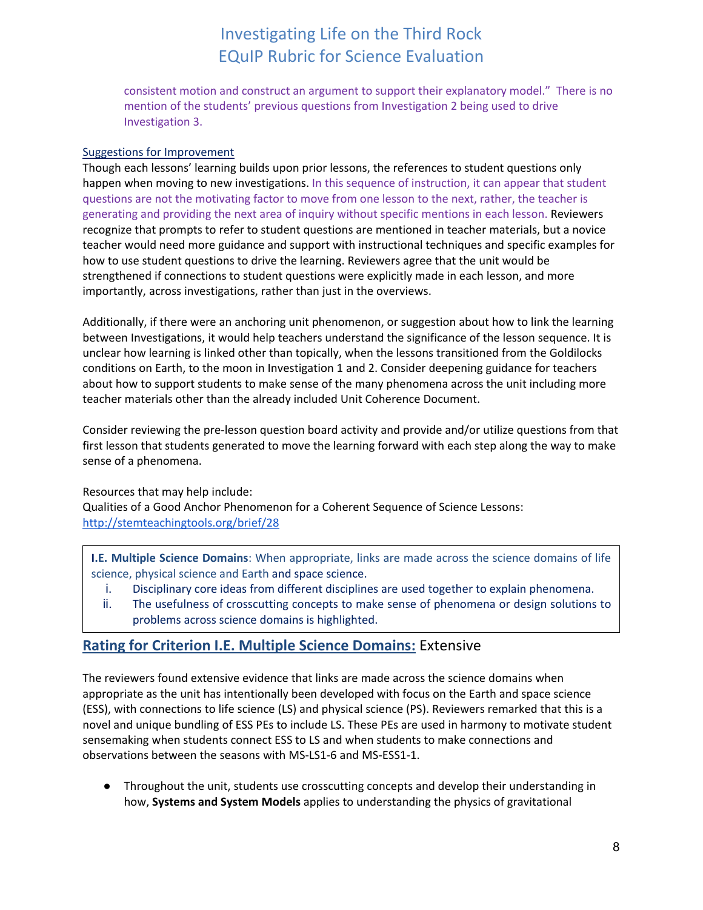consistent motion and construct an argument to support their explanatory model." There is no mention of the students' previous questions from Investigation 2 being used to drive Investigation 3.

Suggestions for Improvement

Though each lessons' learning builds upon prior lessons, the references to student questions only happen when moving to new investigations. In this sequence of instruction, it can appear that student questions are not the motivating factor to move from one lesson to the next, rather, the teacher is generating and providing the next area of inquiry without specific mentions in each lesson. Reviewers recognize that prompts to refer to student questions are mentioned in teacher materials, but a novice teacher would need more guidance and support with instructional techniques and specific examples for how to use student questions to drive the learning. Reviewers agree that the unit would be strengthened if connections to student questions were explicitly made in each lesson, and more importantly, across investigations, rather than just in the overviews.

Additionally, if there were an anchoring unit phenomenon, or suggestion about how to link the learning between Investigations, it would help teachers understand the significance of the lesson sequence. It is unclear how learning is linked other than topically, when the lessons transitioned from the Goldilocks conditions on Earth, to the moon in Investigation 1 and 2. Consider deepening guidance for teachers about how to support students to make sense of the many phenomena across the unit including more teacher materials other than the already included Unit Coherence Document.

Consider reviewing the pre-lesson question board activity and provide and/or utilize questions from that first lesson that students generated to move the learning forward with each step along the way to make sense of a phenomena.

Resources that may help include:
Qualities of a Good Anchor Phenomenon for a Coherent Sequence of Science Lessons: http://stemteachingtools.org/brief/28

**I.E. Multiple Science Domains**: When appropriate, links are made across the science domains of life science, physical science and Earth and space science.

i. Disciplinary core ideas from different disciplines are used together to explain phenomena.
ii. The usefulness of crosscutting concepts to make sense of phenomena or design solutions to problems across science domains is highlighted.

## Rating for Criterion I.E. Multiple Science Domains: Extensive

The reviewers found extensive evidence that links are made across the science domains when appropriate as the unit has intentionally been developed with focus on the Earth and space science (ESS), with connections to life science (LS) and physical science (PS). Reviewers remarked that this is a novel and unique bundling of ESS PEs to include LS. These PEs are used in harmony to motivate student sensemaking when students connect ESS to LS and when students to make connections and observations between the seasons with MS-LS1-6 and MS-ESS1-1.

- Throughout the unit, students use crosscutting concepts and develop their understanding in how, **Systems and System Models** applies to understanding the physics of gravitational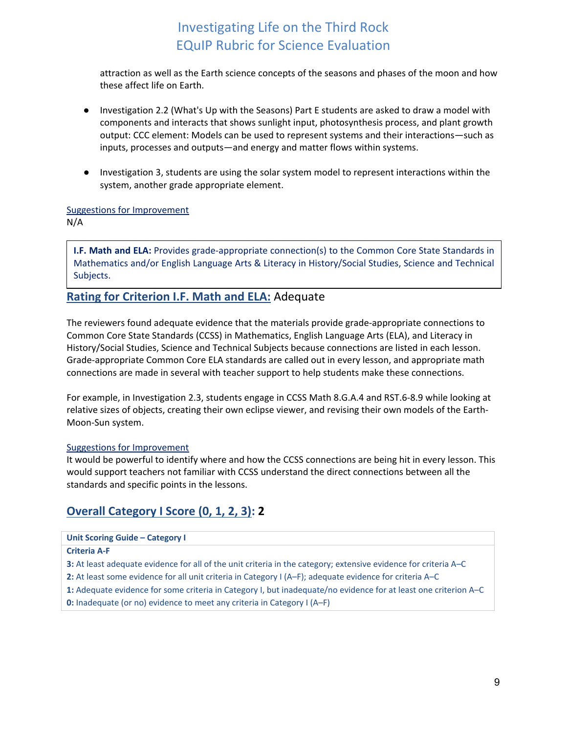attraction as well as the Earth science concepts of the seasons and phases of the moon and how these affect life on Earth.

- Investigation 2.2 (What's Up with the Seasons) Part E students are asked to draw a model with components and interacts that shows sunlight input, photosynthesis process, and plant growth output: CCC element: Models can be used to represent systems and their interactions—such as inputs, processes and outputs—and energy and matter flows within systems.
- Investigation 3, students are using the solar system model to represent interactions within the system, another grade appropriate element.

Suggestions for Improvement

N/A

**I.F. Math and ELA:** Provides grade-appropriate connection(s) to the Common Core State Standards in Mathematics and/or English Language Arts & Literacy in History/Social Studies, Science and Technical Subjects.

## Rating for Criterion I.F. Math and ELA: Adequate

The reviewers found adequate evidence that the materials provide grade-appropriate connections to Common Core State Standards (CCSS) in Mathematics, English Language Arts (ELA), and Literacy in History/Social Studies, Science and Technical Subjects because connections are listed in each lesson. Grade-appropriate Common Core ELA standards are called out in every lesson, and appropriate math connections are made in several with teacher support to help students make these connections.

For example, in Investigation 2.3, students engage in CCSS Math 8.G.A.4 and RST.6-8.9 while looking at relative sizes of objects, creating their own eclipse viewer, and revising their own models of the Earth-Moon-Sun system.

Suggestions for Improvement

It would be powerful to identify where and how the CCSS connections are being hit in every lesson. This would support teachers not familiar with CCSS understand the direct connections between all the standards and specific points in the lessons.

## Overall Category I Score (0, 1, 2, 3): **2**

| **Unit Scoring Guide – Category I** |
|---|
| **Criteria A-F** |
| **3:** At least adequate evidence for all of the unit criteria in the category; extensive evidence for criteria A–C |
| **2:** At least some evidence for all unit criteria in Category I (A–F); adequate evidence for criteria A–C |
| **1:** Adequate evidence for some criteria in Category I, but inadequate/no evidence for at least one criterion A–C |
| **0:** Inadequate (or no) evidence to meet any criteria in Category I (A–F) |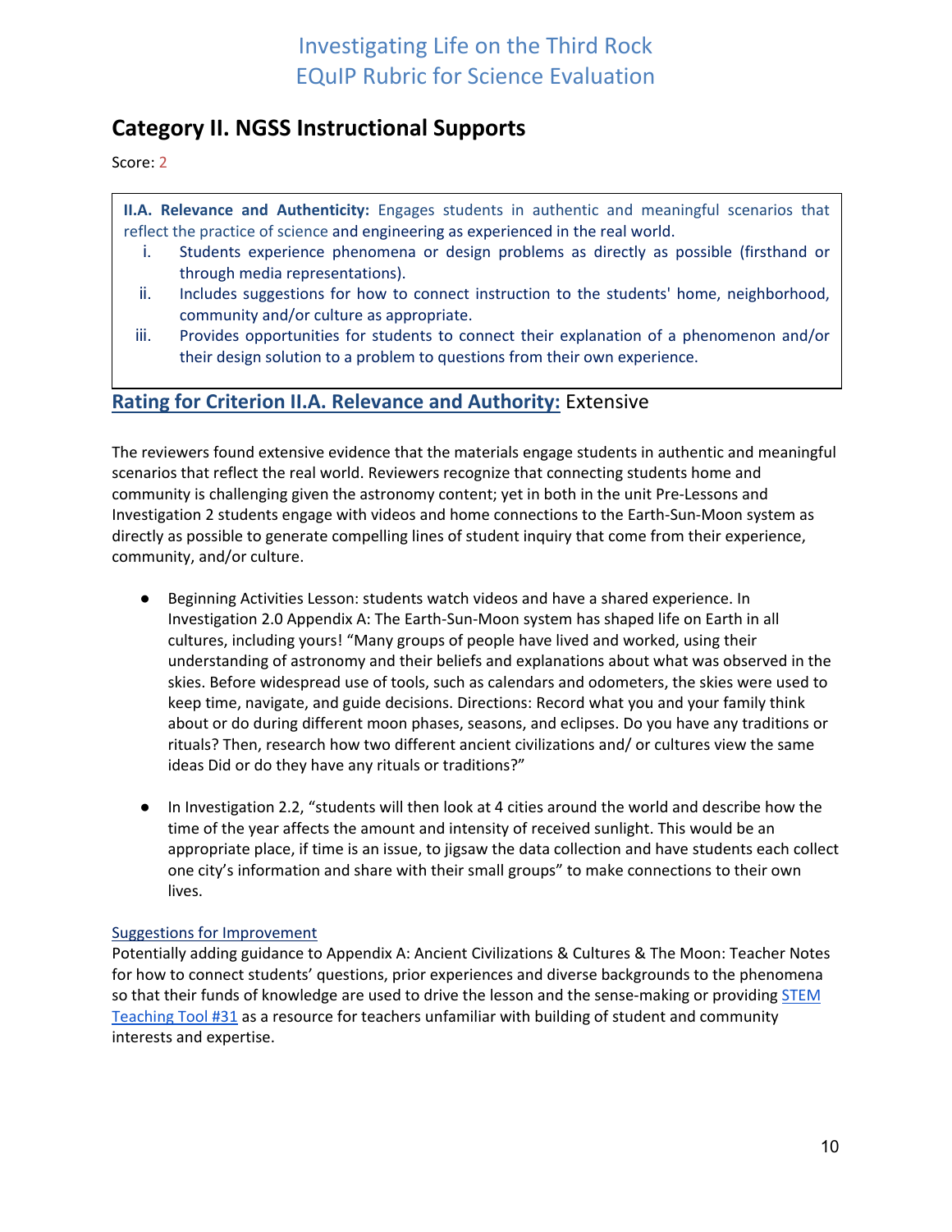# Category II. NGSS Instructional Supports

Score: 2

> **II.A. Relevance and Authenticity:** Engages students in authentic and meaningful scenarios that reflect the practice of science and engineering as experienced in the real world.
>
> i. Students experience phenomena or design problems as directly as possible (firsthand or through media representations).
>
> ii. Includes suggestions for how to connect instruction to the students' home, neighborhood, community and/or culture as appropriate.
>
> iii. Provides opportunities for students to connect their explanation of a phenomenon and/or their design solution to a problem to questions from their own experience.

## Rating for Criterion II.A. Relevance and Authority: Extensive

The reviewers found extensive evidence that the materials engage students in authentic and meaningful scenarios that reflect the real world. Reviewers recognize that connecting students home and community is challenging given the astronomy content; yet in both in the unit Pre-Lessons and Investigation 2 students engage with videos and home connections to the Earth-Sun-Moon system as directly as possible to generate compelling lines of student inquiry that come from their experience, community, and/or culture.

- Beginning Activities Lesson: students watch videos and have a shared experience. In Investigation 2.0 Appendix A: The Earth-Sun-Moon system has shaped life on Earth in all cultures, including yours! "Many groups of people have lived and worked, using their understanding of astronomy and their beliefs and explanations about what was observed in the skies. Before widespread use of tools, such as calendars and odometers, the skies were used to keep time, navigate, and guide decisions. Directions: Record what you and your family think about or do during different moon phases, seasons, and eclipses. Do you have any traditions or rituals? Then, research how two different ancient civilizations and/ or cultures view the same ideas Did or do they have any rituals or traditions?"

- In Investigation 2.2, "students will then look at 4 cities around the world and describe how the time of the year affects the amount and intensity of received sunlight. This would be an appropriate place, if time is an issue, to jigsaw the data collection and have students each collect one city's information and share with their small groups" to make connections to their own lives.

Suggestions for Improvement

Potentially adding guidance to Appendix A: Ancient Civilizations & Cultures & The Moon: Teacher Notes for how to connect students' questions, prior experiences and diverse backgrounds to the phenomena so that their funds of knowledge are used to drive the lesson and the sense-making or providing STEM Teaching Tool #31 as a resource for teachers unfamiliar with building of student and community interests and expertise.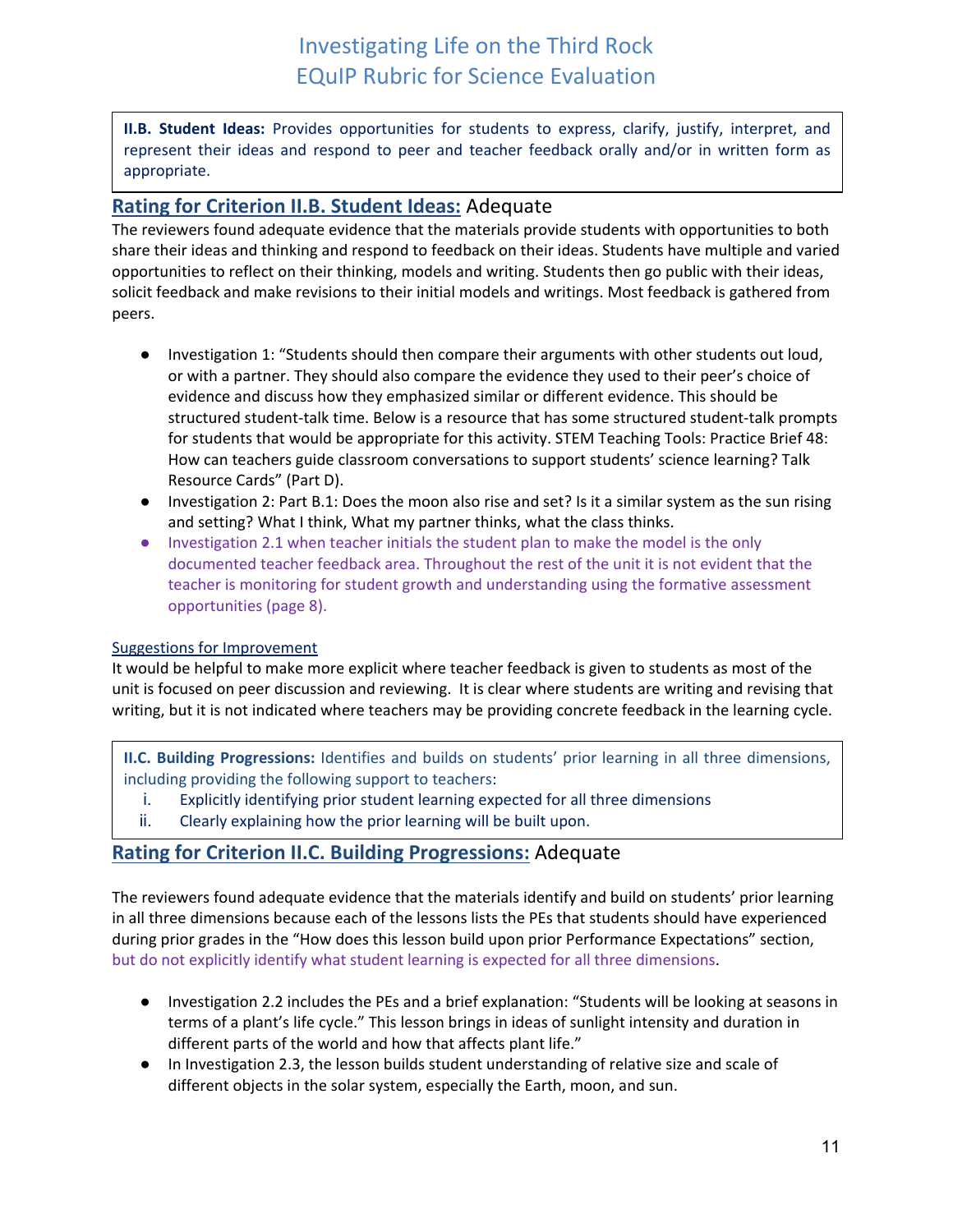**II.B. Student Ideas:** Provides opportunities for students to express, clarify, justify, interpret, and represent their ideas and respond to peer and teacher feedback orally and/or in written form as appropriate.

## Rating for Criterion II.B. Student Ideas: Adequate

The reviewers found adequate evidence that the materials provide students with opportunities to both share their ideas and thinking and respond to feedback on their ideas. Students have multiple and varied opportunities to reflect on their thinking, models and writing. Students then go public with their ideas, solicit feedback and make revisions to their initial models and writings. Most feedback is gathered from peers.

- Investigation 1: "Students should then compare their arguments with other students out loud, or with a partner. They should also compare the evidence they used to their peer's choice of evidence and discuss how they emphasized similar or different evidence. This should be structured student-talk time. Below is a resource that has some structured student-talk prompts for students that would be appropriate for this activity. STEM Teaching Tools: Practice Brief 48: How can teachers guide classroom conversations to support students' science learning? Talk Resource Cards" (Part D).
- Investigation 2: Part B.1: Does the moon also rise and set? Is it a similar system as the sun rising and setting? What I think, What my partner thinks, what the class thinks.
- Investigation 2.1 when teacher initials the student plan to make the model is the only documented teacher feedback area. Throughout the rest of the unit it is not evident that the teacher is monitoring for student growth and understanding using the formative assessment opportunities (page 8).

Suggestions for Improvement

It would be helpful to make more explicit where teacher feedback is given to students as most of the unit is focused on peer discussion and reviewing. It is clear where students are writing and revising that writing, but it is not indicated where teachers may be providing concrete feedback in the learning cycle.

**II.C. Building Progressions:** Identifies and builds on students' prior learning in all three dimensions, including providing the following support to teachers:

1. Explicitly identifying prior student learning expected for all three dimensions
2. Clearly explaining how the prior learning will be built upon.

## Rating for Criterion II.C. Building Progressions: Adequate

The reviewers found adequate evidence that the materials identify and build on students' prior learning in all three dimensions because each of the lessons lists the PEs that students should have experienced during prior grades in the "How does this lesson build upon prior Performance Expectations" section, but do not explicitly identify what student learning is expected for all three dimensions.

- Investigation 2.2 includes the PEs and a brief explanation: "Students will be looking at seasons in terms of a plant's life cycle." This lesson brings in ideas of sunlight intensity and duration in different parts of the world and how that affects plant life."
- In Investigation 2.3, the lesson builds student understanding of relative size and scale of different objects in the solar system, especially the Earth, moon, and sun.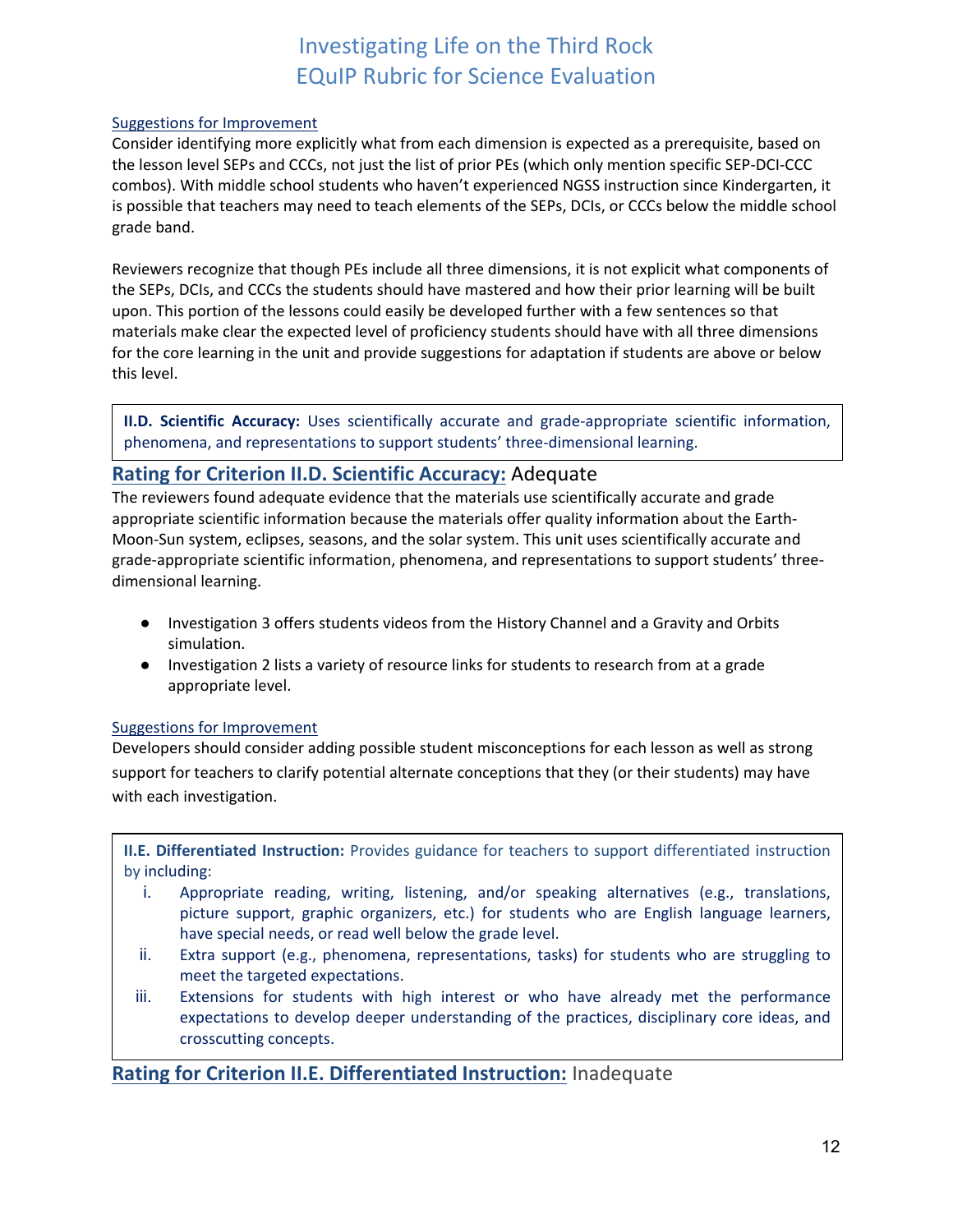Suggestions for Improvement

Consider identifying more explicitly what from each dimension is expected as a prerequisite, based on the lesson level SEPs and CCCs, not just the list of prior PEs (which only mention specific SEP-DCI-CCC combos). With middle school students who haven't experienced NGSS instruction since Kindergarten, it is possible that teachers may need to teach elements of the SEPs, DCIs, or CCCs below the middle school grade band.

Reviewers recognize that though PEs include all three dimensions, it is not explicit what components of the SEPs, DCIs, and CCCs the students should have mastered and how their prior learning will be built upon. This portion of the lessons could easily be developed further with a few sentences so that materials make clear the expected level of proficiency students should have with all three dimensions for the core learning in the unit and provide suggestions for adaptation if students are above or below this level.

**II.D. Scientific Accuracy:** Uses scientifically accurate and grade-appropriate scientific information, phenomena, and representations to support students' three-dimensional learning.

## Rating for Criterion II.D. Scientific Accuracy: Adequate

The reviewers found adequate evidence that the materials use scientifically accurate and grade appropriate scientific information because the materials offer quality information about the Earth-Moon-Sun system, eclipses, seasons, and the solar system. This unit uses scientifically accurate and grade-appropriate scientific information, phenomena, and representations to support students' three-dimensional learning.

- Investigation 3 offers students videos from the History Channel and a Gravity and Orbits simulation.
- Investigation 2 lists a variety of resource links for students to research from at a grade appropriate level.

Suggestions for Improvement

Developers should consider adding possible student misconceptions for each lesson as well as strong support for teachers to clarify potential alternate conceptions that they (or their students) may have with each investigation.

**II.E. Differentiated Instruction:** Provides guidance for teachers to support differentiated instruction by including:

i. Appropriate reading, writing, listening, and/or speaking alternatives (e.g., translations, picture support, graphic organizers, etc.) for students who are English language learners, have special needs, or read well below the grade level.
ii. Extra support (e.g., phenomena, representations, tasks) for students who are struggling to meet the targeted expectations.
iii. Extensions for students with high interest or who have already met the performance expectations to develop deeper understanding of the practices, disciplinary core ideas, and crosscutting concepts.

## Rating for Criterion II.E. Differentiated Instruction: Inadequate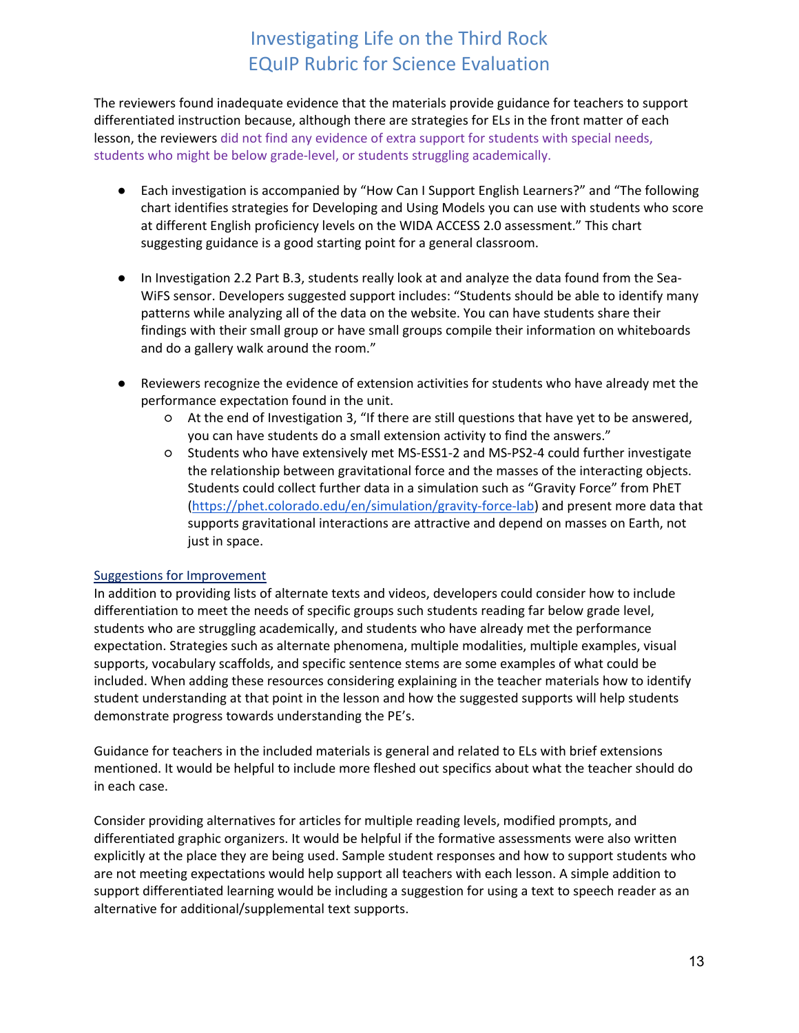The reviewers found inadequate evidence that the materials provide guidance for teachers to support differentiated instruction because, although there are strategies for ELs in the front matter of each lesson, the reviewers did not find any evidence of extra support for students with special needs, students who might be below grade-level, or students struggling academically.

- Each investigation is accompanied by "How Can I Support English Learners?" and "The following chart identifies strategies for Developing and Using Models you can use with students who score at different English proficiency levels on the WIDA ACCESS 2.0 assessment." This chart suggesting guidance is a good starting point for a general classroom.

- In Investigation 2.2 Part B.3, students really look at and analyze the data found from the Sea-WiFS sensor. Developers suggested support includes: "Students should be able to identify many patterns while analyzing all of the data on the website. You can have students share their findings with their small group or have small groups compile their information on whiteboards and do a gallery walk around the room."

- Reviewers recognize the evidence of extension activities for students who have already met the performance expectation found in the unit.
  - At the end of Investigation 3, "If there are still questions that have yet to be answered, you can have students do a small extension activity to find the answers."
  - Students who have extensively met MS-ESS1-2 and MS-PS2-4 could further investigate the relationship between gravitational force and the masses of the interacting objects. Students could collect further data in a simulation such as "Gravity Force" from PhET (https://phet.colorado.edu/en/simulation/gravity-force-lab) and present more data that supports gravitational interactions are attractive and depend on masses on Earth, not just in space.

Suggestions for Improvement

In addition to providing lists of alternate texts and videos, developers could consider how to include differentiation to meet the needs of specific groups such students reading far below grade level, students who are struggling academically, and students who have already met the performance expectation. Strategies such as alternate phenomena, multiple modalities, multiple examples, visual supports, vocabulary scaffolds, and specific sentence stems are some examples of what could be included. When adding these resources considering explaining in the teacher materials how to identify student understanding at that point in the lesson and how the suggested supports will help students demonstrate progress towards understanding the PE's.

Guidance for teachers in the included materials is general and related to ELs with brief extensions mentioned. It would be helpful to include more fleshed out specifics about what the teacher should do in each case.

Consider providing alternatives for articles for multiple reading levels, modified prompts, and differentiated graphic organizers. It would be helpful if the formative assessments were also written explicitly at the place they are being used. Sample student responses and how to support students who are not meeting expectations would help support all teachers with each lesson. A simple addition to support differentiated learning would be including a suggestion for using a text to speech reader as an alternative for additional/supplemental text supports.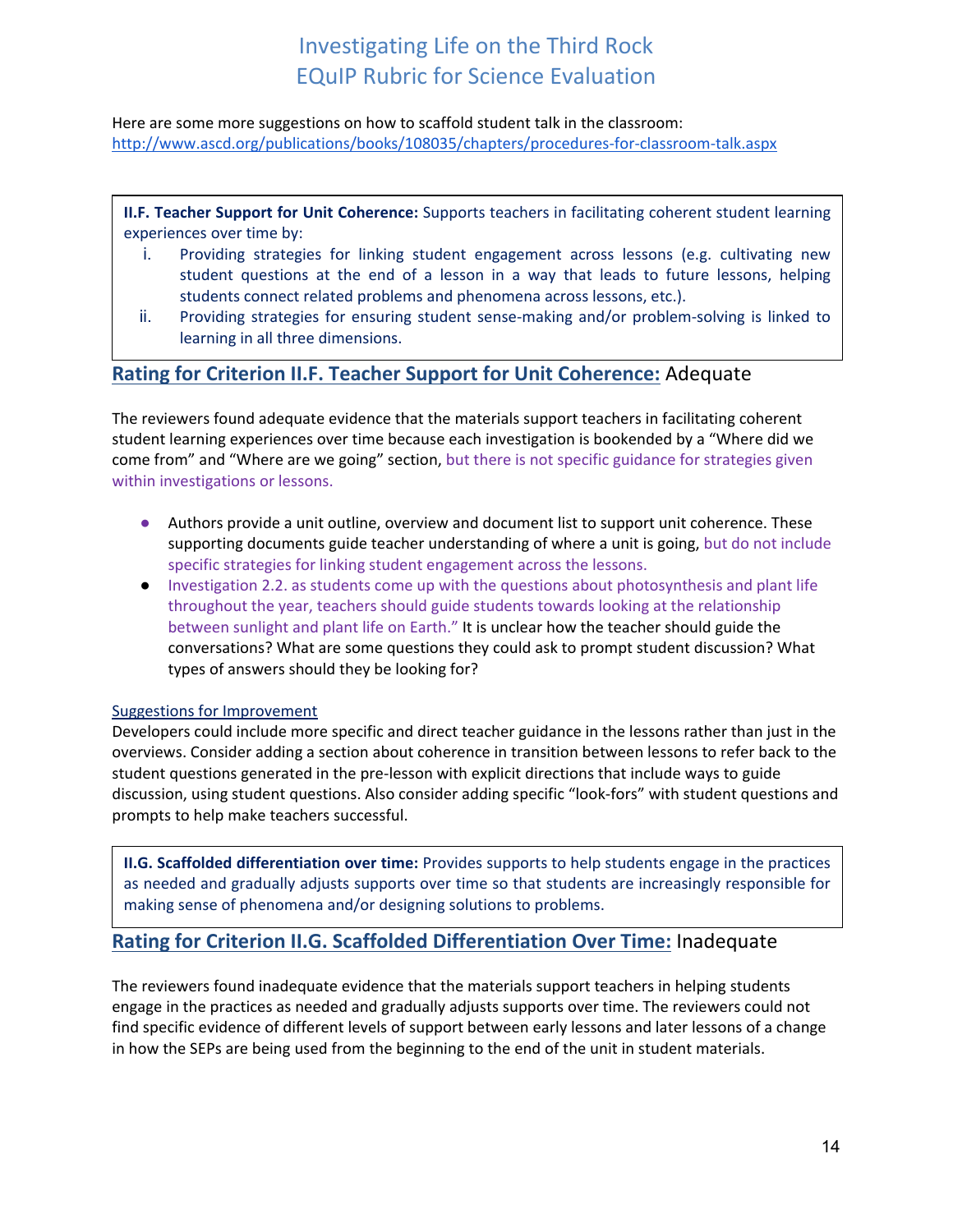Here are some more suggestions on how to scaffold student talk in the classroom: http://www.ascd.org/publications/books/108035/chapters/procedures-for-classroom-talk.aspx

**II.F. Teacher Support for Unit Coherence:** Supports teachers in facilitating coherent student learning experiences over time by:

i. Providing strategies for linking student engagement across lessons (e.g. cultivating new student questions at the end of a lesson in a way that leads to future lessons, helping students connect related problems and phenomena across lessons, etc.).
ii. Providing strategies for ensuring student sense-making and/or problem-solving is linked to learning in all three dimensions.

## Rating for Criterion II.F. Teacher Support for Unit Coherence: Adequate

The reviewers found adequate evidence that the materials support teachers in facilitating coherent student learning experiences over time because each investigation is bookended by a "Where did we come from" and "Where are we going" section, but there is not specific guidance for strategies given within investigations or lessons.

- Authors provide a unit outline, overview and document list to support unit coherence. These supporting documents guide teacher understanding of where a unit is going, but do not include specific strategies for linking student engagement across the lessons.
- Investigation 2.2. as students come up with the questions about photosynthesis and plant life throughout the year, teachers should guide students towards looking at the relationship between sunlight and plant life on Earth." It is unclear how the teacher should guide the conversations? What are some questions they could ask to prompt student discussion? What types of answers should they be looking for?

Suggestions for Improvement

Developers could include more specific and direct teacher guidance in the lessons rather than just in the overviews. Consider adding a section about coherence in transition between lessons to refer back to the student questions generated in the pre-lesson with explicit directions that include ways to guide discussion, using student questions. Also consider adding specific "look-fors" with student questions and prompts to help make teachers successful.

**II.G. Scaffolded differentiation over time:** Provides supports to help students engage in the practices as needed and gradually adjusts supports over time so that students are increasingly responsible for making sense of phenomena and/or designing solutions to problems.

## Rating for Criterion II.G. Scaffolded Differentiation Over Time: Inadequate

The reviewers found inadequate evidence that the materials support teachers in helping students engage in the practices as needed and gradually adjusts supports over time. The reviewers could not find specific evidence of different levels of support between early lessons and later lessons of a change in how the SEPs are being used from the beginning to the end of the unit in student materials.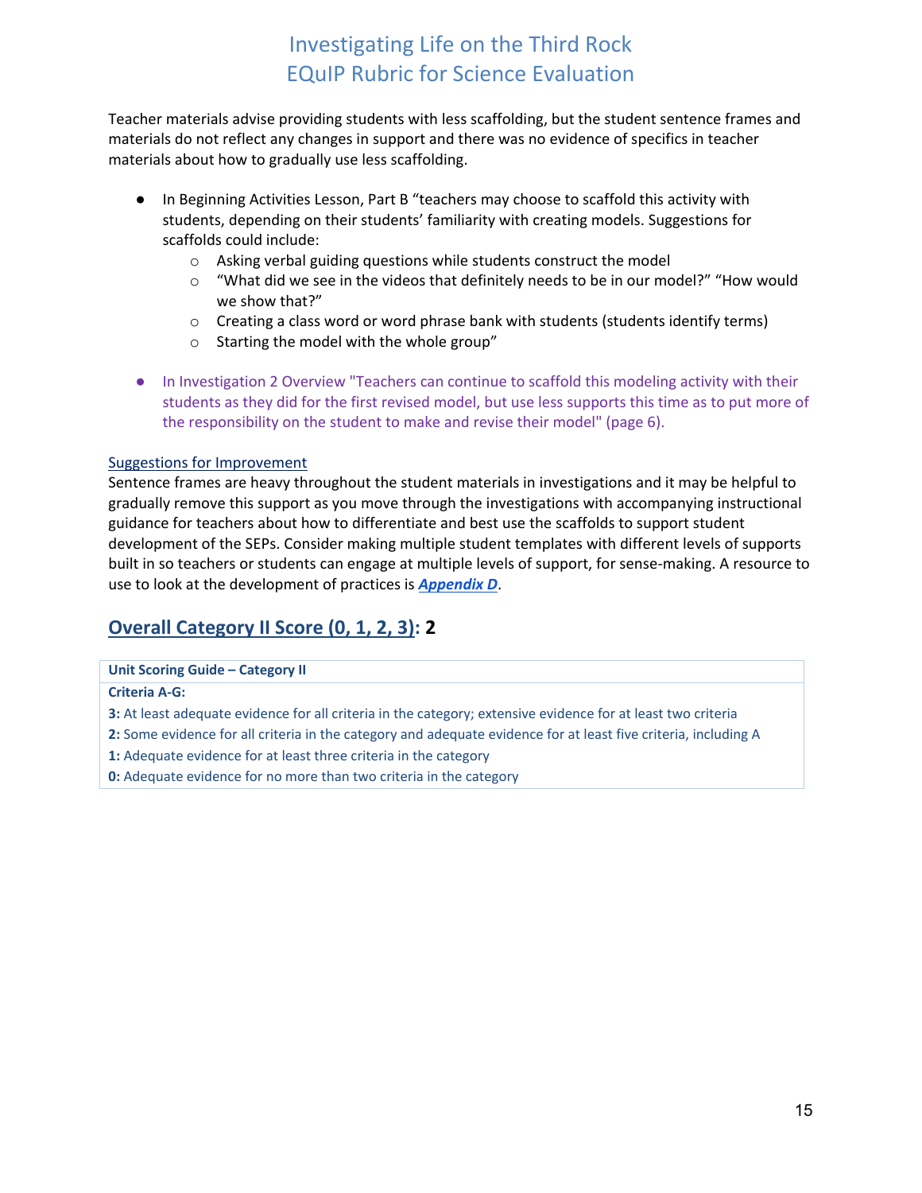Teacher materials advise providing students with less scaffolding, but the student sentence frames and materials do not reflect any changes in support and there was no evidence of specifics in teacher materials about how to gradually use less scaffolding.

- In Beginning Activities Lesson, Part B "teachers may choose to scaffold this activity with students, depending on their students' familiarity with creating models. Suggestions for scaffolds could include:
  - Asking verbal guiding questions while students construct the model
  - "What did we see in the videos that definitely needs to be in our model?" "How would we show that?"
  - Creating a class word or word phrase bank with students (students identify terms)
  - Starting the model with the whole group"
- In Investigation 2 Overview "Teachers can continue to scaffold this modeling activity with their students as they did for the first revised model, but use less supports this time as to put more of the responsibility on the student to make and revise their model" (page 6).

Suggestions for Improvement

Sentence frames are heavy throughout the student materials in investigations and it may be helpful to gradually remove this support as you move through the investigations with accompanying instructional guidance for teachers about how to differentiate and best use the scaffolds to support student development of the SEPs. Consider making multiple student templates with different levels of supports built in so teachers or students can engage at multiple levels of support, for sense-making. A resource to use to look at the development of practices is ***Appendix D***.

## Overall Category II Score (0, 1, 2, 3): 2

| Unit Scoring Guide – Category II |
|---|
| **Criteria A-G:** |
| **3:** At least adequate evidence for all criteria in the category; extensive evidence for at least two criteria |
| **2:** Some evidence for all criteria in the category and adequate evidence for at least five criteria, including A |
| **1:** Adequate evidence for at least three criteria in the category |
| **0:** Adequate evidence for no more than two criteria in the category |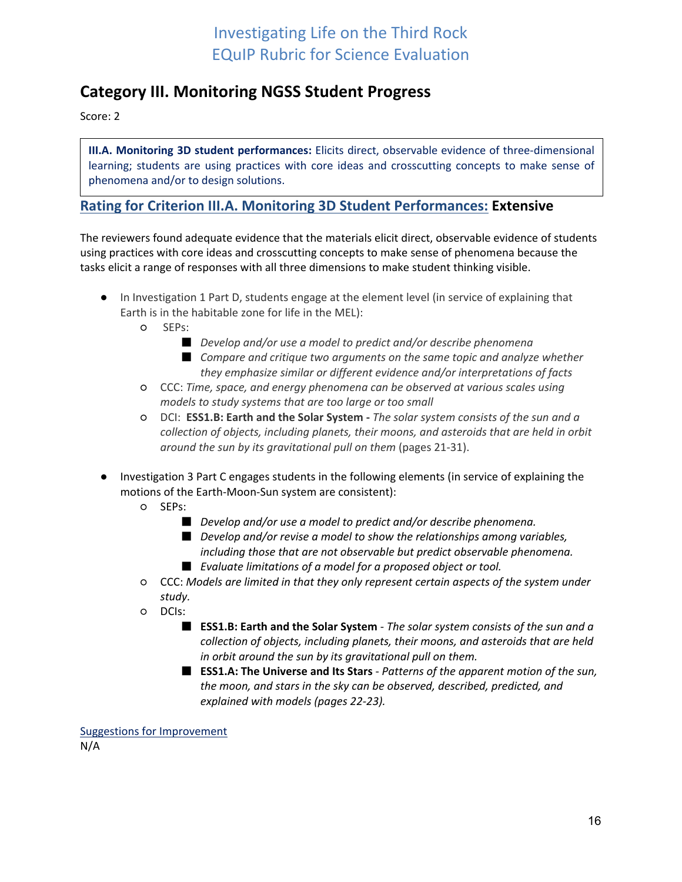## Category III. Monitoring NGSS Student Progress

Score: 2

> **III.A. Monitoring 3D student performances:** Elicits direct, observable evidence of three-dimensional learning; students are using practices with core ideas and crosscutting concepts to make sense of phenomena and/or to design solutions.

### Rating for Criterion III.A. Monitoring 3D Student Performances: Extensive

The reviewers found adequate evidence that the materials elicit direct, observable evidence of students using practices with core ideas and crosscutting concepts to make sense of phenomena because the tasks elicit a range of responses with all three dimensions to make student thinking visible.

- In Investigation 1 Part D, students engage at the element level (in service of explaining that Earth is in the habitable zone for life in the MEL):
  - SEPs:
    - *Develop and/or use a model to predict and/or describe phenomena*
    - *Compare and critique two arguments on the same topic and analyze whether they emphasize similar or different evidence and/or interpretations of facts*
  - CCC: *Time, space, and energy phenomena can be observed at various scales using models to study systems that are too large or too small*
  - DCI: **ESS1.B: Earth and the Solar System -** *The solar system consists of the sun and a collection of objects, including planets, their moons, and asteroids that are held in orbit around the sun by its gravitational pull on them* (pages 21-31).

- Investigation 3 Part C engages students in the following elements (in service of explaining the motions of the Earth-Moon-Sun system are consistent):
  - SEPs:
    - *Develop and/or use a model to predict and/or describe phenomena.*
    - *Develop and/or revise a model to show the relationships among variables, including those that are not observable but predict observable phenomena.*
    - *Evaluate limitations of a model for a proposed object or tool.*
  - CCC: *Models are limited in that they only represent certain aspects of the system under study.*
  - DCIs:
    - **ESS1.B: Earth and the Solar System** - *The solar system consists of the sun and a collection of objects, including planets, their moons, and asteroids that are held in orbit around the sun by its gravitational pull on them.*
    - **ESS1.A: The Universe and Its Stars** - *Patterns of the apparent motion of the sun, the moon, and stars in the sky can be observed, described, predicted, and explained with models (pages 22-23).*

Suggestions for Improvement

N/A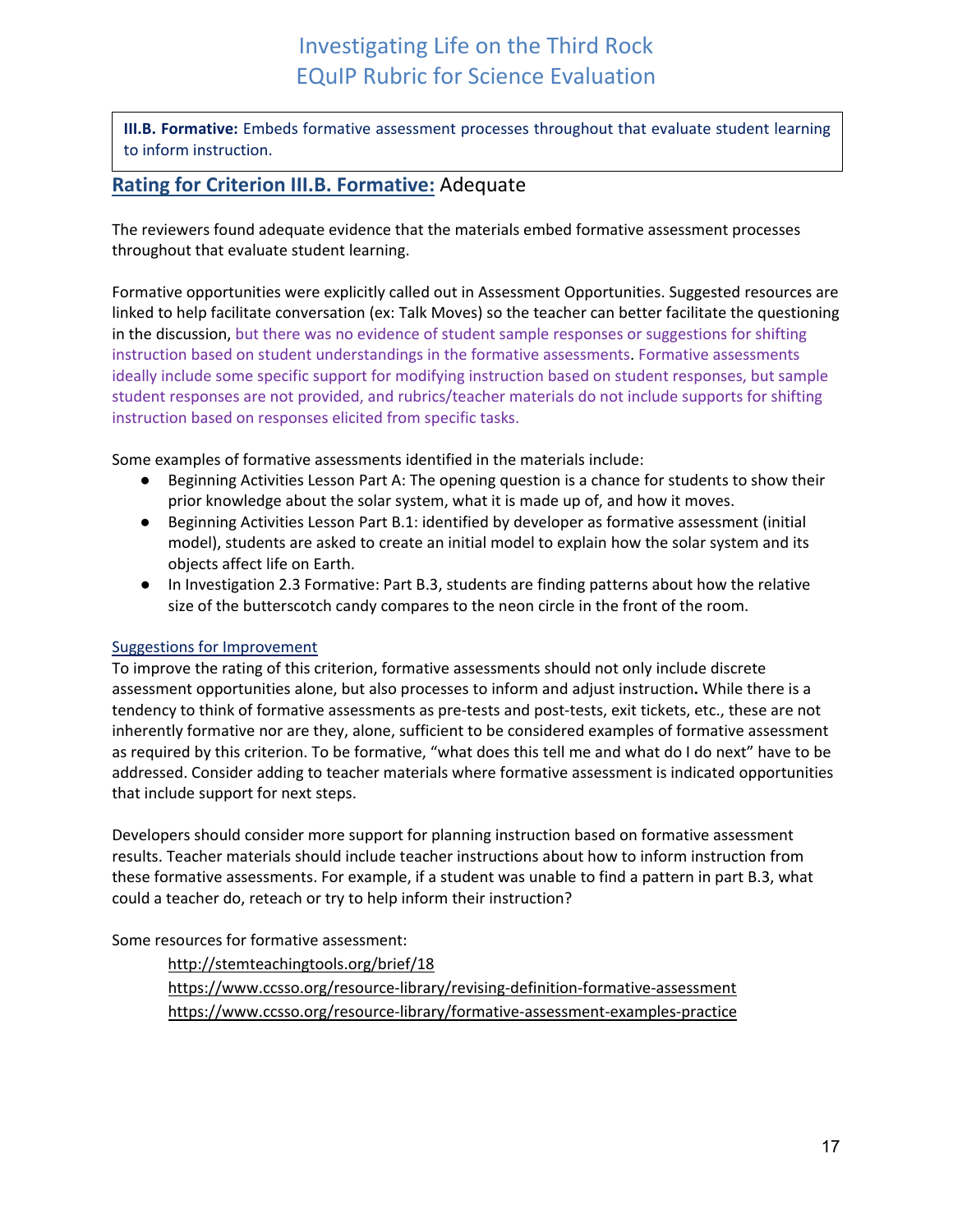**III.B. Formative:** Embeds formative assessment processes throughout that evaluate student learning to inform instruction.

## Rating for Criterion III.B. Formative: Adequate

The reviewers found adequate evidence that the materials embed formative assessment processes throughout that evaluate student learning.

Formative opportunities were explicitly called out in Assessment Opportunities. Suggested resources are linked to help facilitate conversation (ex: Talk Moves) so the teacher can better facilitate the questioning in the discussion, but there was no evidence of student sample responses or suggestions for shifting instruction based on student understandings in the formative assessments. Formative assessments ideally include some specific support for modifying instruction based on student responses, but sample student responses are not provided, and rubrics/teacher materials do not include supports for shifting instruction based on responses elicited from specific tasks.

Some examples of formative assessments identified in the materials include:

- Beginning Activities Lesson Part A: The opening question is a chance for students to show their prior knowledge about the solar system, what it is made up of, and how it moves.
- Beginning Activities Lesson Part B.1: identified by developer as formative assessment (initial model), students are asked to create an initial model to explain how the solar system and its objects affect life on Earth.
- In Investigation 2.3 Formative: Part B.3, students are finding patterns about how the relative size of the butterscotch candy compares to the neon circle in the front of the room.

### Suggestions for Improvement

To improve the rating of this criterion, formative assessments should not only include discrete assessment opportunities alone, but also processes to inform and adjust instruction**.** While there is a tendency to think of formative assessments as pre-tests and post-tests, exit tickets, etc., these are not inherently formative nor are they, alone, sufficient to be considered examples of formative assessment as required by this criterion. To be formative, "what does this tell me and what do I do next" have to be addressed. Consider adding to teacher materials where formative assessment is indicated opportunities that include support for next steps.

Developers should consider more support for planning instruction based on formative assessment results. Teacher materials should include teacher instructions about how to inform instruction from these formative assessments. For example, if a student was unable to find a pattern in part B.3, what could a teacher do, reteach or try to help inform their instruction?

Some resources for formative assessment:

http://stemteachingtools.org/brief/18
https://www.ccsso.org/resource-library/revising-definition-formative-assessment
https://www.ccsso.org/resource-library/formative-assessment-examples-practice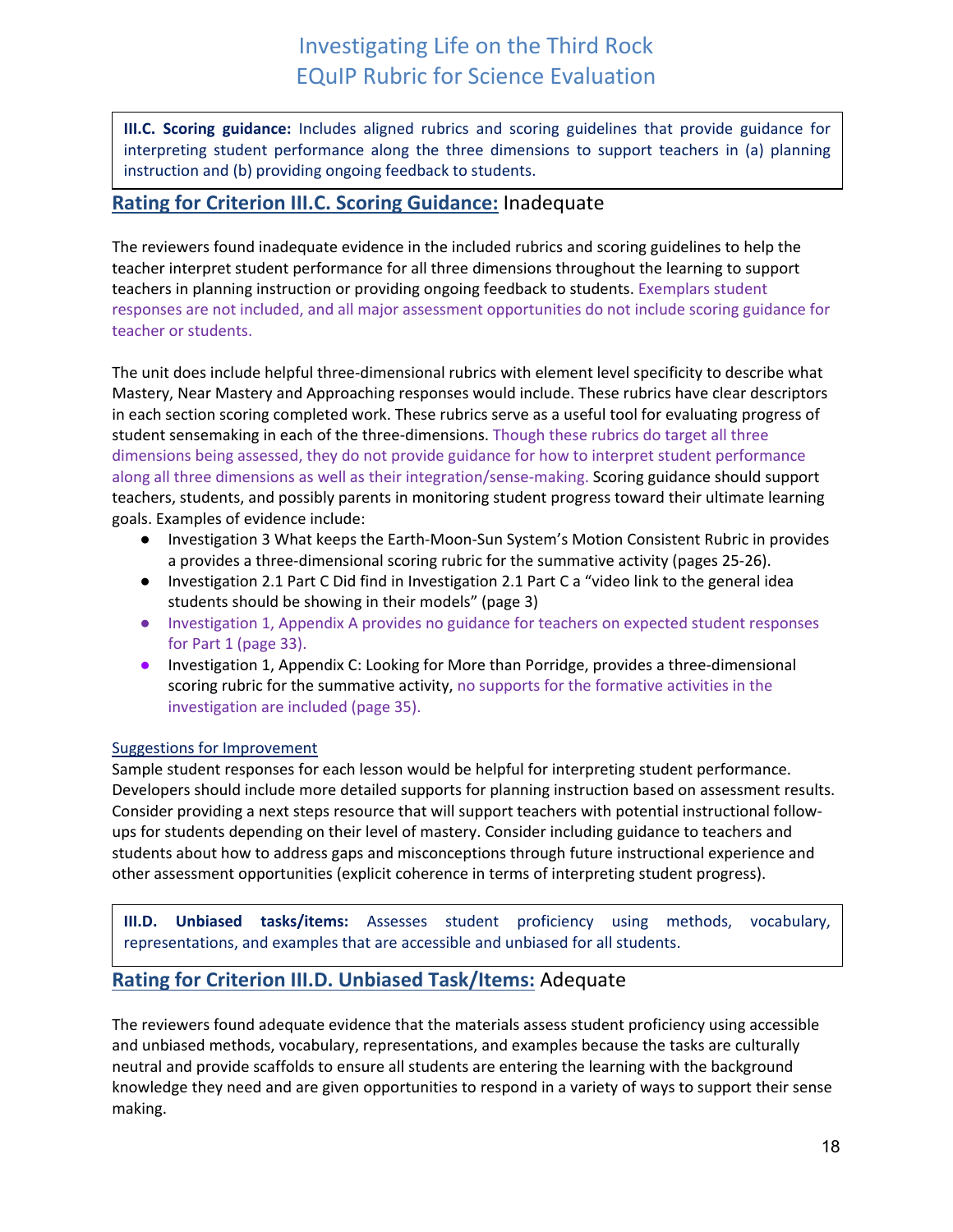**III.C. Scoring guidance:** Includes aligned rubrics and scoring guidelines that provide guidance for interpreting student performance along the three dimensions to support teachers in (a) planning instruction and (b) providing ongoing feedback to students.

## Rating for Criterion III.C. Scoring Guidance: Inadequate

The reviewers found inadequate evidence in the included rubrics and scoring guidelines to help the teacher interpret student performance for all three dimensions throughout the learning to support teachers in planning instruction or providing ongoing feedback to students. Exemplars student responses are not included, and all major assessment opportunities do not include scoring guidance for teacher or students.

The unit does include helpful three-dimensional rubrics with element level specificity to describe what Mastery, Near Mastery and Approaching responses would include. These rubrics have clear descriptors in each section scoring completed work. These rubrics serve as a useful tool for evaluating progress of student sensemaking in each of the three-dimensions. Though these rubrics do target all three dimensions being assessed, they do not provide guidance for how to interpret student performance along all three dimensions as well as their integration/sense-making. Scoring guidance should support teachers, students, and possibly parents in monitoring student progress toward their ultimate learning goals. Examples of evidence include:

- Investigation 3 What keeps the Earth-Moon-Sun System's Motion Consistent Rubric in provides a provides a three-dimensional scoring rubric for the summative activity (pages 25-26).
- Investigation 2.1 Part C Did find in Investigation 2.1 Part C a "video link to the general idea students should be showing in their models" (page 3)
- Investigation 1, Appendix A provides no guidance for teachers on expected student responses for Part 1 (page 33).
- Investigation 1, Appendix C: Looking for More than Porridge, provides a three-dimensional scoring rubric for the summative activity, no supports for the formative activities in the investigation are included (page 35).

Suggestions for Improvement

Sample student responses for each lesson would be helpful for interpreting student performance. Developers should include more detailed supports for planning instruction based on assessment results. Consider providing a next steps resource that will support teachers with potential instructional follow-ups for students depending on their level of mastery. Consider including guidance to teachers and students about how to address gaps and misconceptions through future instructional experience and other assessment opportunities (explicit coherence in terms of interpreting student progress).

**III.D. Unbiased tasks/items:** Assesses student proficiency using methods, vocabulary, representations, and examples that are accessible and unbiased for all students.

## Rating for Criterion III.D. Unbiased Task/Items: Adequate

The reviewers found adequate evidence that the materials assess student proficiency using accessible and unbiased methods, vocabulary, representations, and examples because the tasks are culturally neutral and provide scaffolds to ensure all students are entering the learning with the background knowledge they need and are given opportunities to respond in a variety of ways to support their sense making.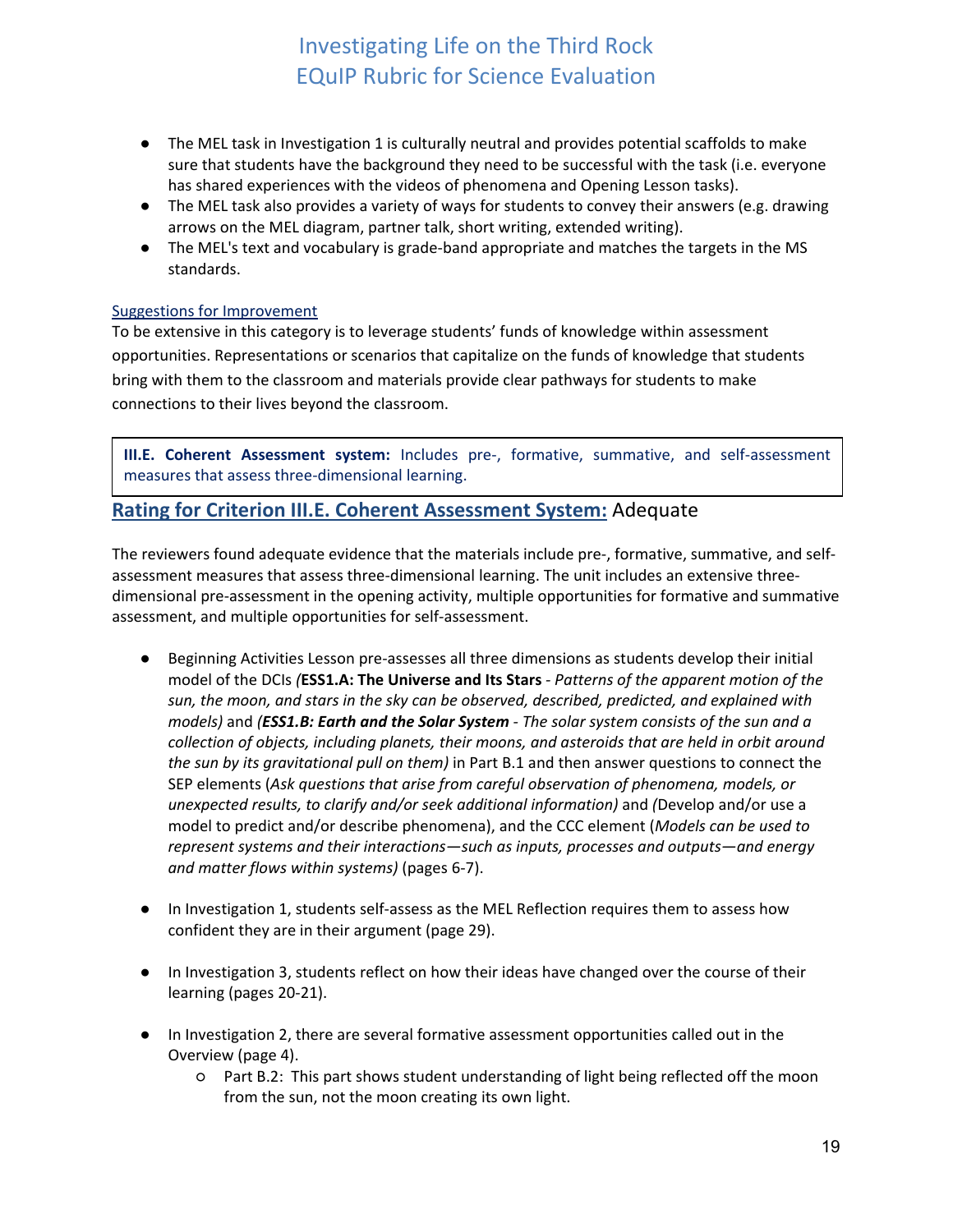- The MEL task in Investigation 1 is culturally neutral and provides potential scaffolds to make sure that students have the background they need to be successful with the task (i.e. everyone has shared experiences with the videos of phenomena and Opening Lesson tasks).
- The MEL task also provides a variety of ways for students to convey their answers (e.g. drawing arrows on the MEL diagram, partner talk, short writing, extended writing).
- The MEL's text and vocabulary is grade-band appropriate and matches the targets in the MS standards.

Suggestions for Improvement

To be extensive in this category is to leverage students' funds of knowledge within assessment opportunities. Representations or scenarios that capitalize on the funds of knowledge that students bring with them to the classroom and materials provide clear pathways for students to make connections to their lives beyond the classroom.

**III.E. Coherent Assessment system:** Includes pre-, formative, summative, and self-assessment measures that assess three-dimensional learning.

## Rating for Criterion III.E. Coherent Assessment System: Adequate

The reviewers found adequate evidence that the materials include pre-, formative, summative, and self-assessment measures that assess three-dimensional learning. The unit includes an extensive three-dimensional pre-assessment in the opening activity, multiple opportunities for formative and summative assessment, and multiple opportunities for self-assessment.

- Beginning Activities Lesson pre-assesses all three dimensions as students develop their initial model of the DCIs *(***ESS1.A: The Universe and Its Stars** - *Patterns of the apparent motion of the sun, the moon, and stars in the sky can be observed, described, predicted, and explained with models)* and *(**ESS1.B: Earth and the Solar System** - The solar system consists of the sun and a collection of objects, including planets, their moons, and asteroids that are held in orbit around the sun by its gravitational pull on them)* in Part B.1 and then answer questions to connect the SEP elements (*Ask questions that arise from careful observation of phenomena, models, or unexpected results, to clarify and/or seek additional information)* and *(*Develop and/or use a model to predict and/or describe phenomena), and the CCC element (*Models can be used to represent systems and their interactions—such as inputs, processes and outputs—and energy and matter flows within systems)* (pages 6-7).

- In Investigation 1, students self-assess as the MEL Reflection requires them to assess how confident they are in their argument (page 29).

- In Investigation 3, students reflect on how their ideas have changed over the course of their learning (pages 20-21).

- In Investigation 2, there are several formative assessment opportunities called out in the Overview (page 4).
  - Part B.2: This part shows student understanding of light being reflected off the moon from the sun, not the moon creating its own light.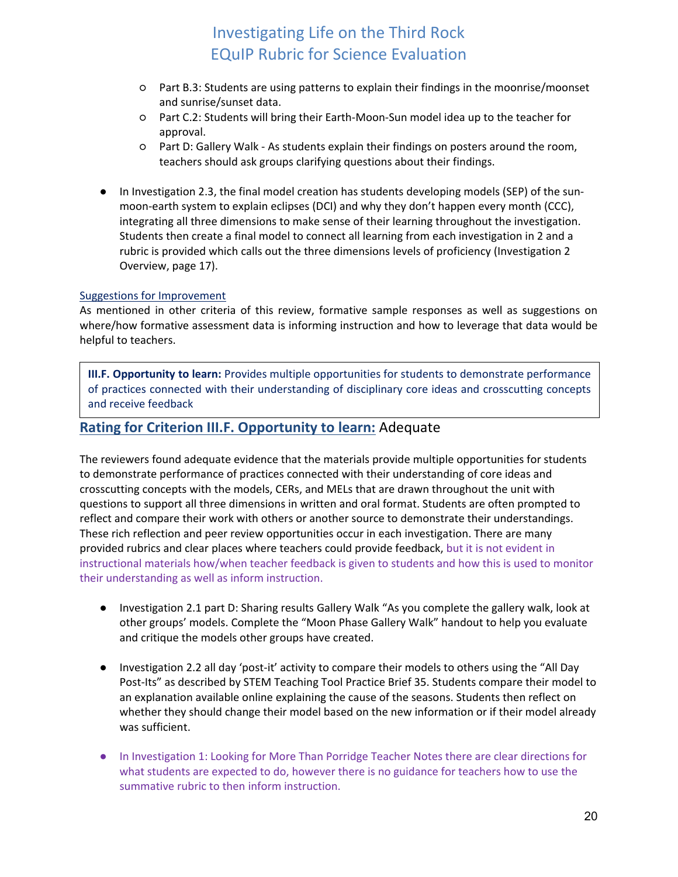- Part B.3: Students are using patterns to explain their findings in the moonrise/moonset and sunrise/sunset data.
- Part C.2: Students will bring their Earth-Moon-Sun model idea up to the teacher for approval.
- Part D: Gallery Walk - As students explain their findings on posters around the room, teachers should ask groups clarifying questions about their findings.

- In Investigation 2.3, the final model creation has students developing models (SEP) of the sun-moon-earth system to explain eclipses (DCI) and why they don't happen every month (CCC), integrating all three dimensions to make sense of their learning throughout the investigation. Students then create a final model to connect all learning from each investigation in 2 and a rubric is provided which calls out the three dimensions levels of proficiency (Investigation 2 Overview, page 17).

Suggestions for Improvement

As mentioned in other criteria of this review, formative sample responses as well as suggestions on where/how formative assessment data is informing instruction and how to leverage that data would be helpful to teachers.

**III.F. Opportunity to learn:** Provides multiple opportunities for students to demonstrate performance of practices connected with their understanding of disciplinary core ideas and crosscutting concepts and receive feedback

## Rating for Criterion III.F. Opportunity to learn: Adequate

The reviewers found adequate evidence that the materials provide multiple opportunities for students to demonstrate performance of practices connected with their understanding of core ideas and crosscutting concepts with the models, CERs, and MELs that are drawn throughout the unit with questions to support all three dimensions in written and oral format. Students are often prompted to reflect and compare their work with others or another source to demonstrate their understandings. These rich reflection and peer review opportunities occur in each investigation. There are many provided rubrics and clear places where teachers could provide feedback, but it is not evident in instructional materials how/when teacher feedback is given to students and how this is used to monitor their understanding as well as inform instruction.

- Investigation 2.1 part D: Sharing results Gallery Walk "As you complete the gallery walk, look at other groups' models. Complete the "Moon Phase Gallery Walk" handout to help you evaluate and critique the models other groups have created.

- Investigation 2.2 all day 'post-it' activity to compare their models to others using the "All Day Post-Its" as described by STEM Teaching Tool Practice Brief 35. Students compare their model to an explanation available online explaining the cause of the seasons. Students then reflect on whether they should change their model based on the new information or if their model already was sufficient.

- In Investigation 1: Looking for More Than Porridge Teacher Notes there are clear directions for what students are expected to do, however there is no guidance for teachers how to use the summative rubric to then inform instruction.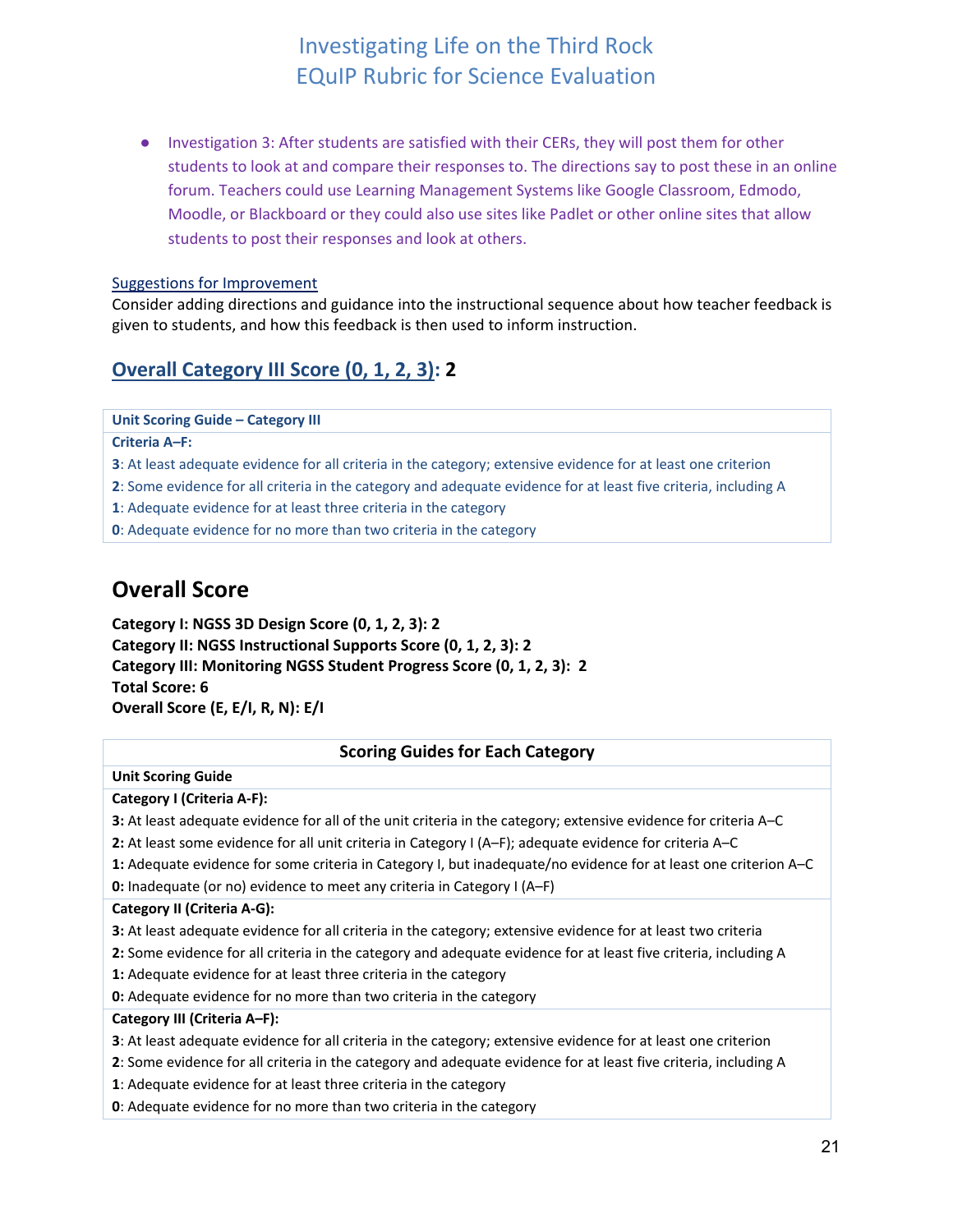- Investigation 3: After students are satisfied with their CERs, they will post them for other students to look at and compare their responses to. The directions say to post these in an online forum. Teachers could use Learning Management Systems like Google Classroom, Edmodo, Moodle, or Blackboard or they could also use sites like Padlet or other online sites that allow students to post their responses and look at others.

Suggestions for Improvement

Consider adding directions and guidance into the instructional sequence about how teacher feedback is given to students, and how this feedback is then used to inform instruction.

## Overall Category III Score (0, 1, 2, 3): 2

| Unit Scoring Guide – Category III |
|---|
| **Criteria A–F:** |
| **3**: At least adequate evidence for all criteria in the category; extensive evidence for at least one criterion |
| **2**: Some evidence for all criteria in the category and adequate evidence for at least five criteria, including A |
| **1**: Adequate evidence for at least three criteria in the category |
| **0**: Adequate evidence for no more than two criteria in the category |

# Overall Score

**Category I: NGSS 3D Design Score (0, 1, 2, 3): 2**
**Category II: NGSS Instructional Supports Score (0, 1, 2, 3): 2**
**Category III: Monitoring NGSS Student Progress Score (0, 1, 2, 3): 2**
**Total Score: 6**
**Overall Score (E, E/I, R, N): E/I**

| Scoring Guides for Each Category |
|---|
| **Unit Scoring Guide** |
| **Category I (Criteria A-F):** |
| **3:** At least adequate evidence for all of the unit criteria in the category; extensive evidence for criteria A–C |
| **2:** At least some evidence for all unit criteria in Category I (A–F); adequate evidence for criteria A–C |
| **1:** Adequate evidence for some criteria in Category I, but inadequate/no evidence for at least one criterion A–C |
| **0:** Inadequate (or no) evidence to meet any criteria in Category I (A–F) |
| **Category II (Criteria A-G):** |
| **3:** At least adequate evidence for all criteria in the category; extensive evidence for at least two criteria |
| **2:** Some evidence for all criteria in the category and adequate evidence for at least five criteria, including A |
| **1:** Adequate evidence for at least three criteria in the category |
| **0:** Adequate evidence for no more than two criteria in the category |
| **Category III (Criteria A–F):** |
| **3**: At least adequate evidence for all criteria in the category; extensive evidence for at least one criterion |
| **2**: Some evidence for all criteria in the category and adequate evidence for at least five criteria, including A |
| **1**: Adequate evidence for at least three criteria in the category |
| **0**: Adequate evidence for no more than two criteria in the category |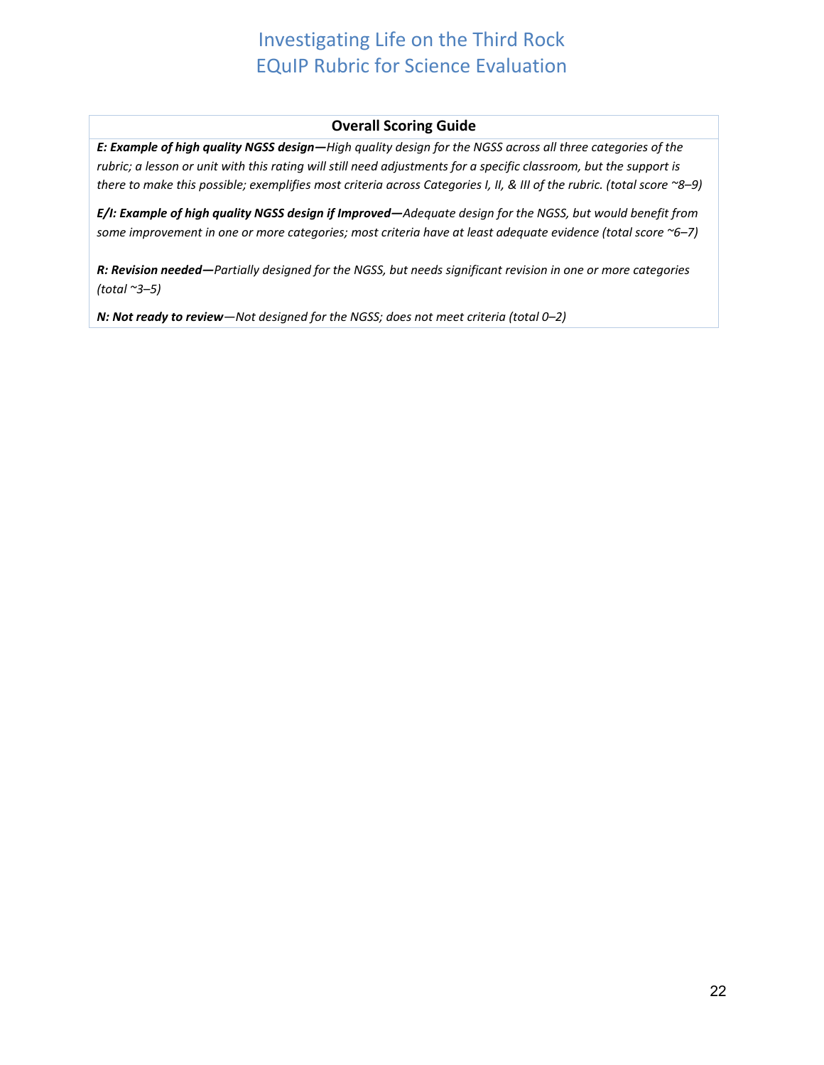# Investigating Life on the Third Rock
# EQuIP Rubric for Science Evaluation

| Overall Scoring Guide |
|---|
| ***E: Example of high quality NGSS design—****High quality design for the NGSS across all three categories of the rubric; a lesson or unit with this rating will still need adjustments for a specific classroom, but the support is there to make this possible; exemplifies most criteria across Categories I, II, & III of the rubric. (total score ~8–9)* |
| ***E/I: Example of high quality NGSS design if Improved—****Adequate design for the NGSS, but would benefit from some improvement in one or more categories; most criteria have at least adequate evidence (total score ~6–7)* |
| ***R: Revision needed—****Partially designed for the NGSS, but needs significant revision in one or more categories (total ~3–5)* |
| ***N: Not ready to review****—Not designed for the NGSS; does not meet criteria (total 0–2)* |